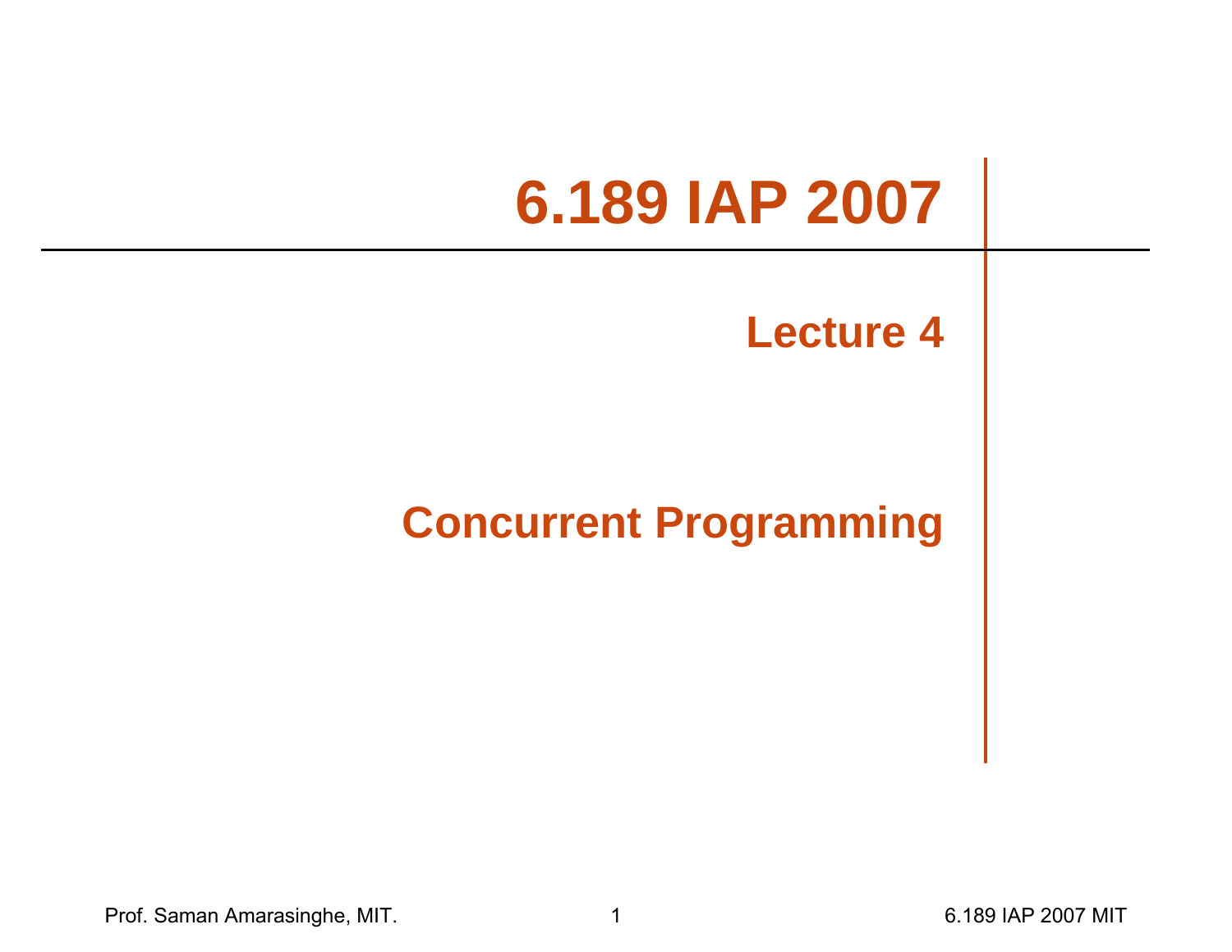# 6.189 IAP 2007

## Lecture 4

## Concurrent Programming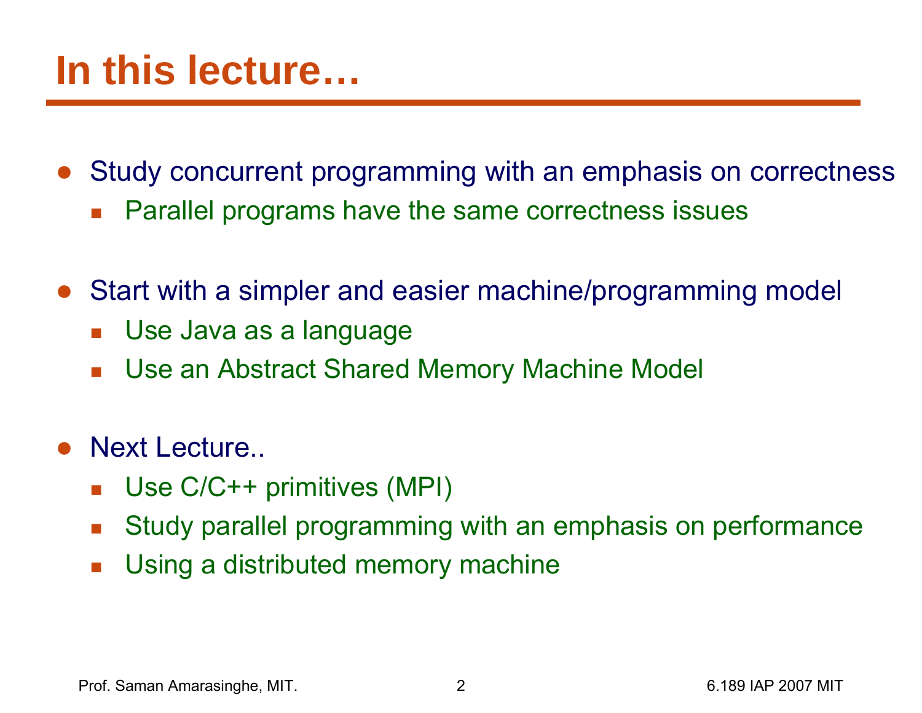# In this lecture…

- Study concurrent programming with an emphasis on correctness
  - Parallel programs have the same correctness issues
- Start with a simpler and easier machine/programming model
  - Use Java as a language
  - Use an Abstract Shared Memory Machine Model
- Next Lecture..
  - Use C/C++ primitives (MPI)
  - Study parallel programming with an emphasis on performance
  - Using a distributed memory machine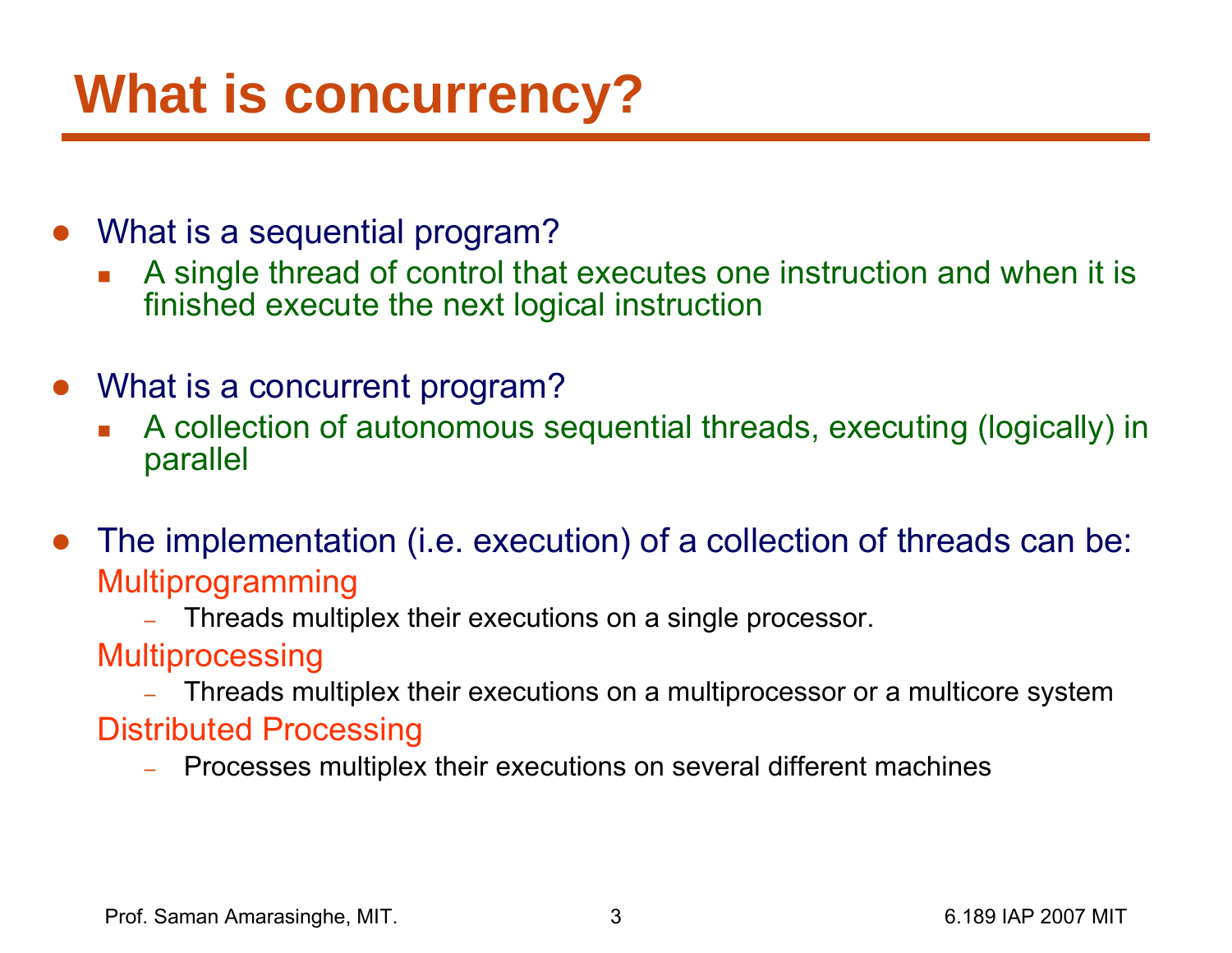# What is concurrency?

- What is a sequential program?
  - A single thread of control that executes one instruction and when it is finished execute the next logical instruction

- What is a concurrent program?
  - A collection of autonomous sequential threads, executing (logically) in parallel

- The implementation (i.e. execution) of a collection of threads can be:

  Multiprogramming
  - Threads multiplex their executions on a single processor.

  Multiprocessing
  - Threads multiplex their executions on a multiprocessor or a multicore system

  Distributed Processing
  - Processes multiplex their executions on several different machines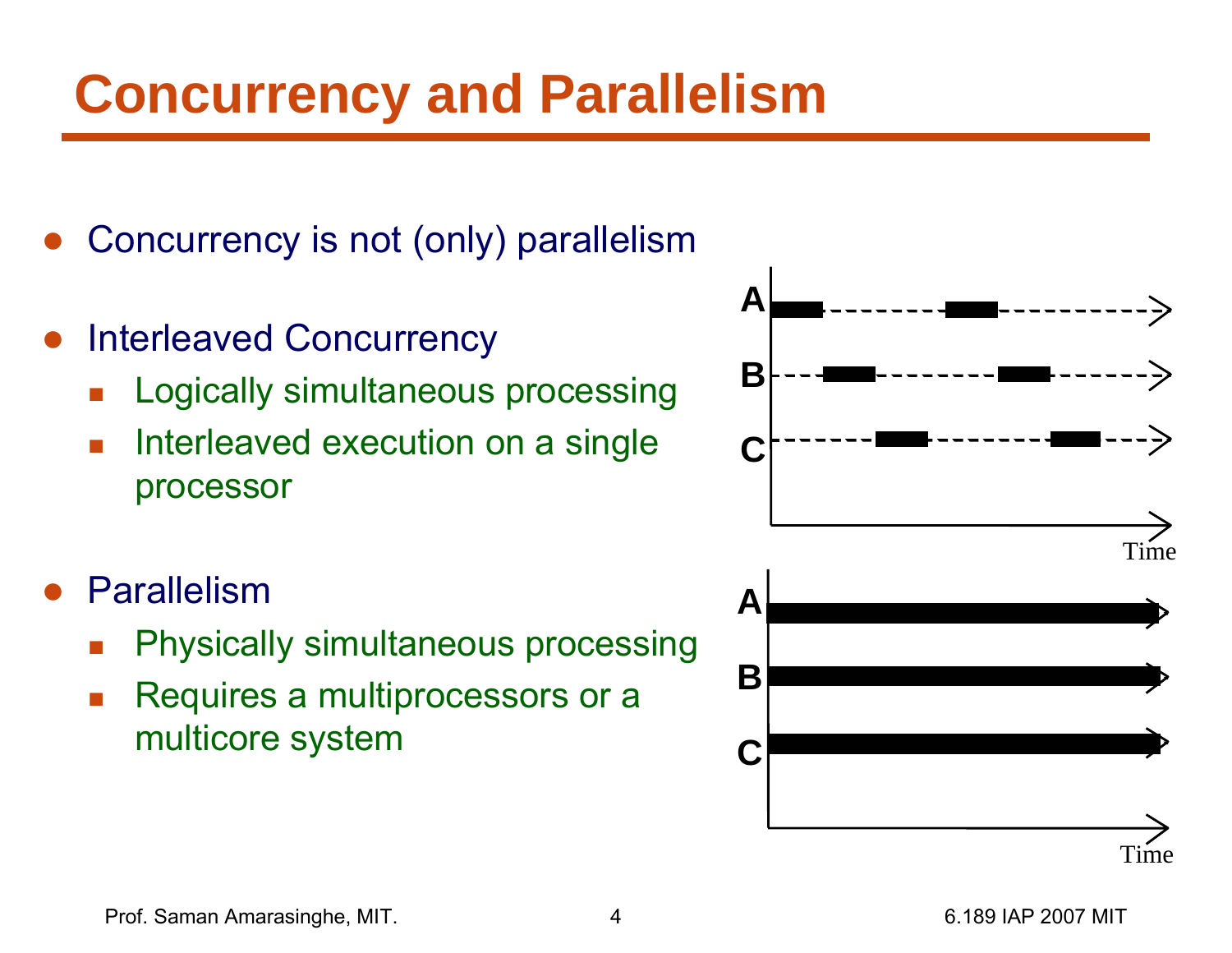# Concurrency and Parallelism

- Concurrency is not (only) parallelism
- Interleaved Concurrency
  - Logically simultaneous processing
  - Interleaved execution on a single processor
- Parallelism
  - Physically simultaneous processing
  - Requires a multiprocessors or a multicore system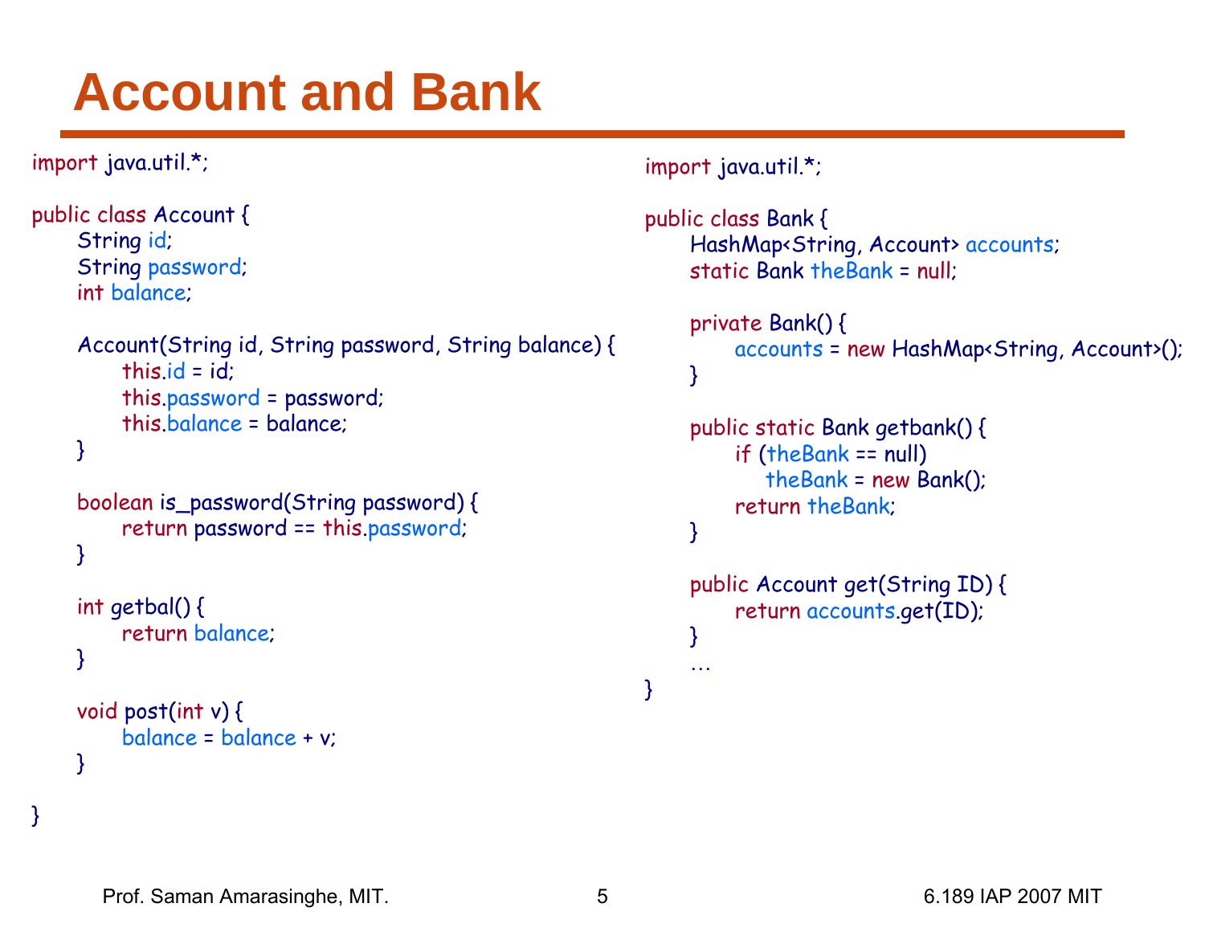# Account and Bank

```java
import java.util.*;

public class Account {
    String id;
    String password;
    int balance;

    Account(String id, String password, String balance) {
        this.id = id;
        this.password = password;
        this.balance = balance;
    }

    boolean is_password(String password) {
        return password == this.password;
    }

    int getbal() {
        return balance;
    }

    void post(int v) {
        balance = balance + v;
    }

}
```

```java
import java.util.*;

public class Bank {
    HashMap<String, Account> accounts;
    static Bank theBank = null;

    private Bank() {
        accounts = new HashMap<String, Account>();
    }

    public static Bank getbank() {
        if (theBank == null)
            theBank = new Bank();
        return theBank;
    }

    public Account get(String ID) {
        return accounts.get(ID);
    }
    …
}
```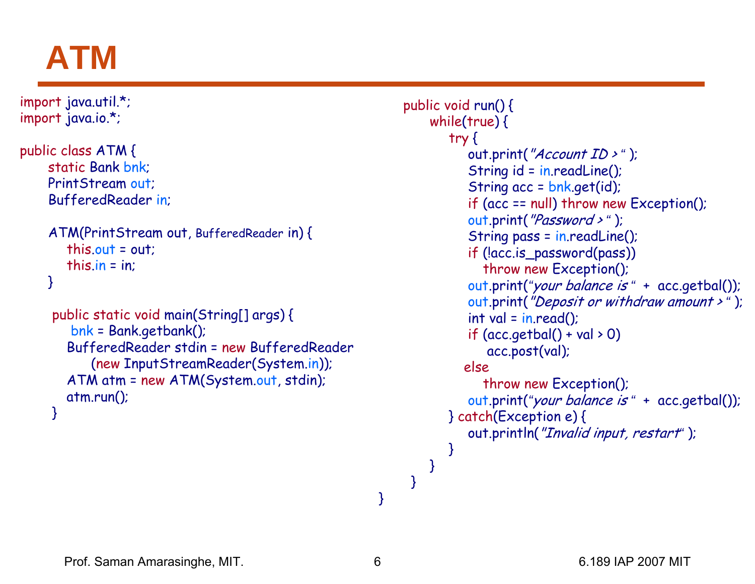# ATM

```java
import java.util.*;
import java.io.*;

public class ATM {
    static Bank bnk;
    PrintStream out;
    BufferedReader in;

    ATM(PrintStream out, BufferedReader in) {
        this.out = out;
        this.in = in;
    }

    public static void main(String[] args) {
        bnk = Bank.getbank();
        BufferedReader stdin = new BufferedReader
            (new InputStreamReader(System.in));
        ATM atm = new ATM(System.out, stdin);
        atm.run();
    }
```

```java
    public void run() {
        while(true) {
            try {
                out.print("Account ID > " );
                String id = in.readLine();
                String acc = bnk.get(id);
                if (acc == null) throw new Exception();
                out.print("Password > " );
                String pass = in.readLine();
                if (!acc.is_password(pass))
                    throw new Exception();
                out.print("your balance is " + acc.getbal());
                out.print("Deposit or withdraw amount > " );
                int val = in.read();
                if (acc.getbal() + val > 0)
                    acc.post(val);
                else
                    throw new Exception();
                out.print("your balance is " + acc.getbal());
            } catch(Exception e) {
                out.println("Invalid input, restart" );
            }
        }
    }
}
```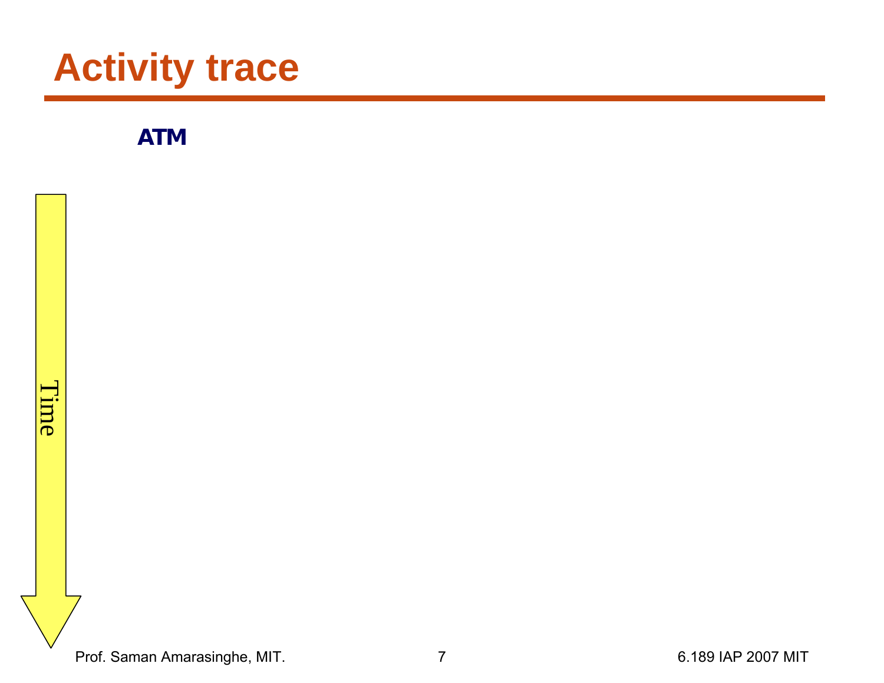# Activity trace

**ATM**

Time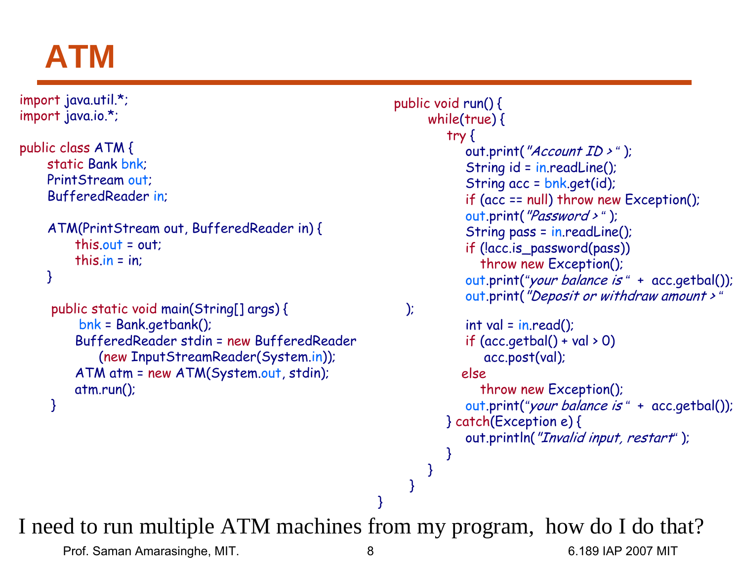# ATM

```java
import java.util.*;
import java.io.*;

public class ATM {
    static Bank bnk;
    PrintStream out;
    BufferedReader in;

    ATM(PrintStream out, BufferedReader in) {
        this.out = out;
        this.in = in;
    }

    public static void main(String[] args) {
        bnk = Bank.getbank();
        BufferedReader stdin = new BufferedReader
            (new InputStreamReader(System.in));
        ATM atm = new ATM(System.out, stdin);
        atm.run();
    }

    public void run() {
        while(true) {
            try {
                out.print("Account ID > " );
                String id = in.readLine();
                String acc = bnk.get(id);
                if (acc == null) throw new Exception();
                out.print("Password > " );
                String pass = in.readLine();
                if (!acc.is_password(pass))
                    throw new Exception();
                out.print("your balance is " + acc.getbal());
                out.print("Deposit or withdraw amount > "
    );
                int val = in.read();
                if (acc.getbal() + val > 0)
                    acc.post(val);
                else
                    throw new Exception();
                out.print("your balance is " + acc.getbal());
            } catch(Exception e) {
                out.println("Invalid input, restart" );
            }
        }
    }
}
```

I need to run multiple ATM machines from my program, how do I do that?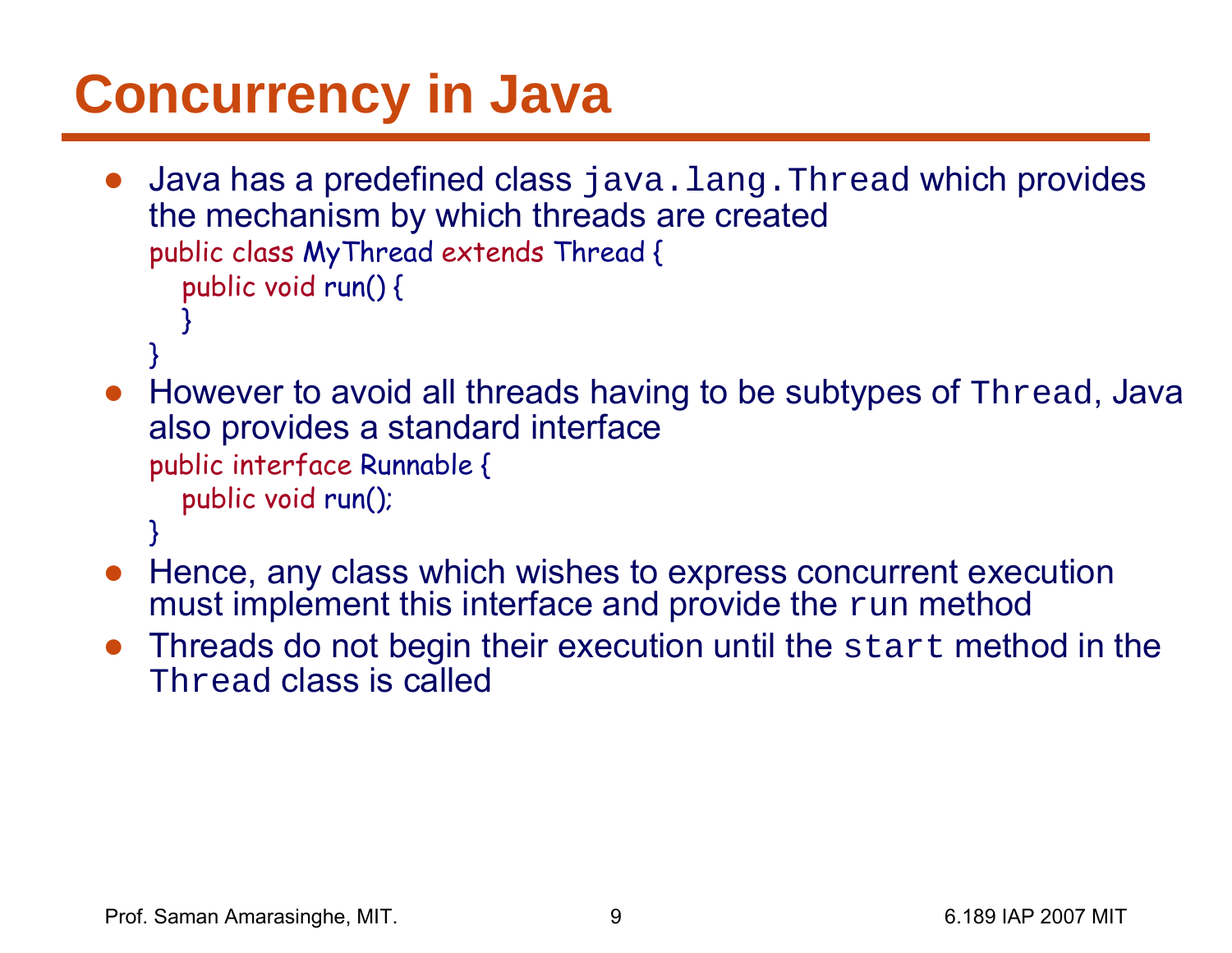# Concurrency in Java

- Java has a predefined class `java.lang.Thread` which provides the mechanism by which threads are created

```
public class MyThread extends Thread {
   public void run() {
   }
}
```

- However to avoid all threads having to be subtypes of `Thread`, Java also provides a standard interface

```
public interface Runnable {
   public void run();
}
```

- Hence, any class which wishes to express concurrent execution must implement this interface and provide the `run` method
- Threads do not begin their execution until the `start` method in the `Thread` class is called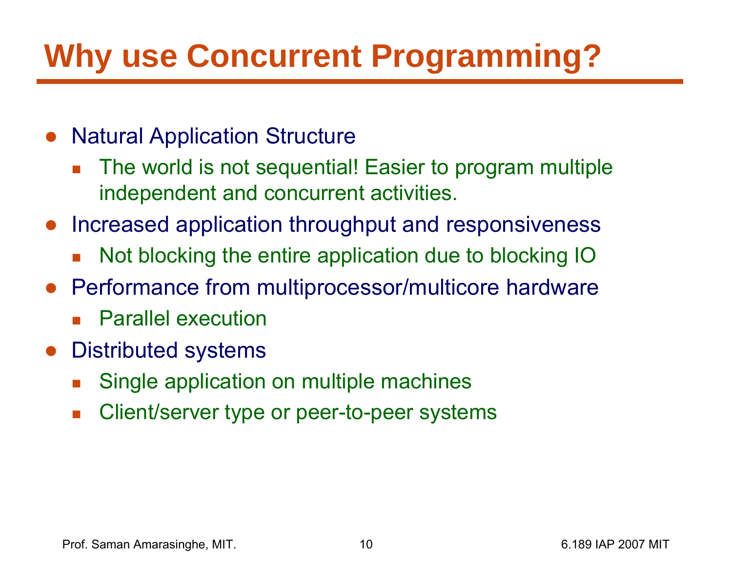# Why use Concurrent Programming?

- Natural Application Structure
  - The world is not sequential! Easier to program multiple independent and concurrent activities.
- Increased application throughput and responsiveness
  - Not blocking the entire application due to blocking IO
- Performance from multiprocessor/multicore hardware
  - Parallel execution
- Distributed systems
  - Single application on multiple machines
  - Client/server type or peer-to-peer systems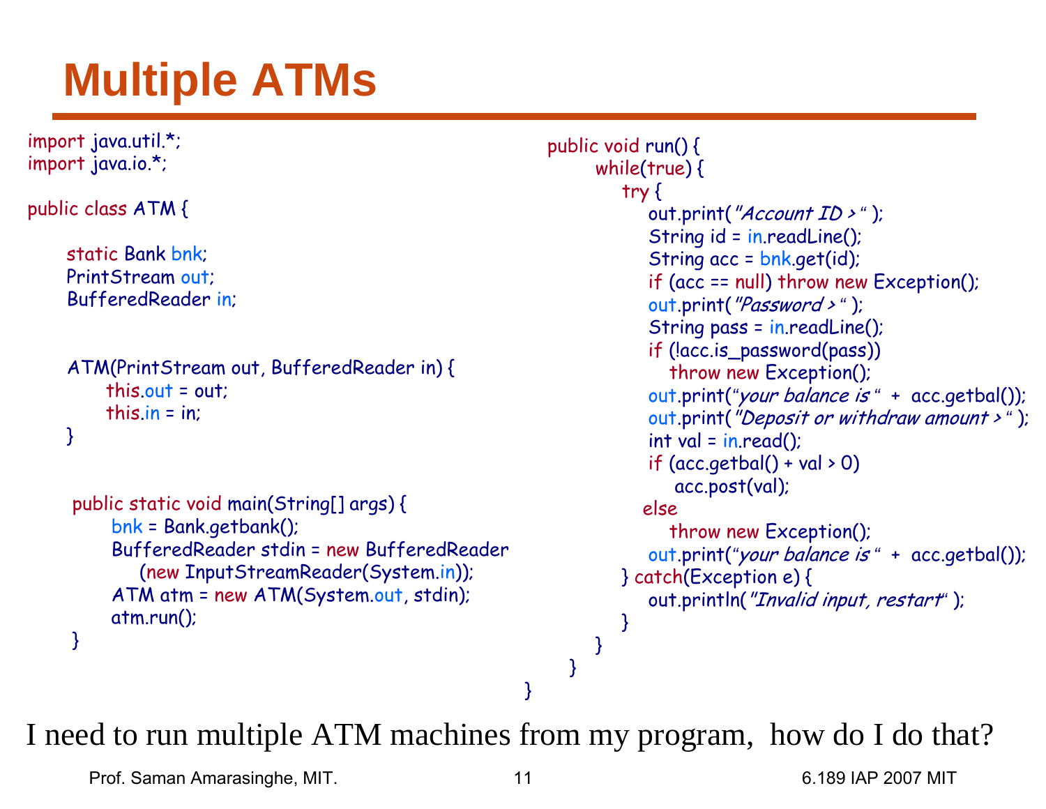# Multiple ATMs

```java
import java.util.*;
import java.io.*;

public class ATM {

    static Bank bnk;
    PrintStream out;
    BufferedReader in;


    ATM(PrintStream out, BufferedReader in) {
        this.out = out;
        this.in = in;
    }


    public static void main(String[] args) {
        bnk = Bank.getbank();
        BufferedReader stdin = new BufferedReader
            (new InputStreamReader(System.in));
        ATM atm = new ATM(System.out, stdin);
        atm.run();
    }
```

```java
    public void run() {
        while(true) {
            try {
                out.print("Account ID > " );
                String id = in.readLine();
                String acc = bnk.get(id);
                if (acc == null) throw new Exception();
                out.print("Password > " );
                String pass = in.readLine();
                if (!acc.is_password(pass))
                    throw new Exception();
                out.print("your balance is " + acc.getbal());
                out.print("Deposit or withdraw amount > " );
                int val = in.read();
                if (acc.getbal() + val > 0)
                    acc.post(val);
                else
                    throw new Exception();
                out.print("your balance is " + acc.getbal());
            } catch(Exception e) {
                out.println("Invalid input, restart" );
            }
        }
    }
}
```

I need to run multiple ATM machines from my program, how do I do that?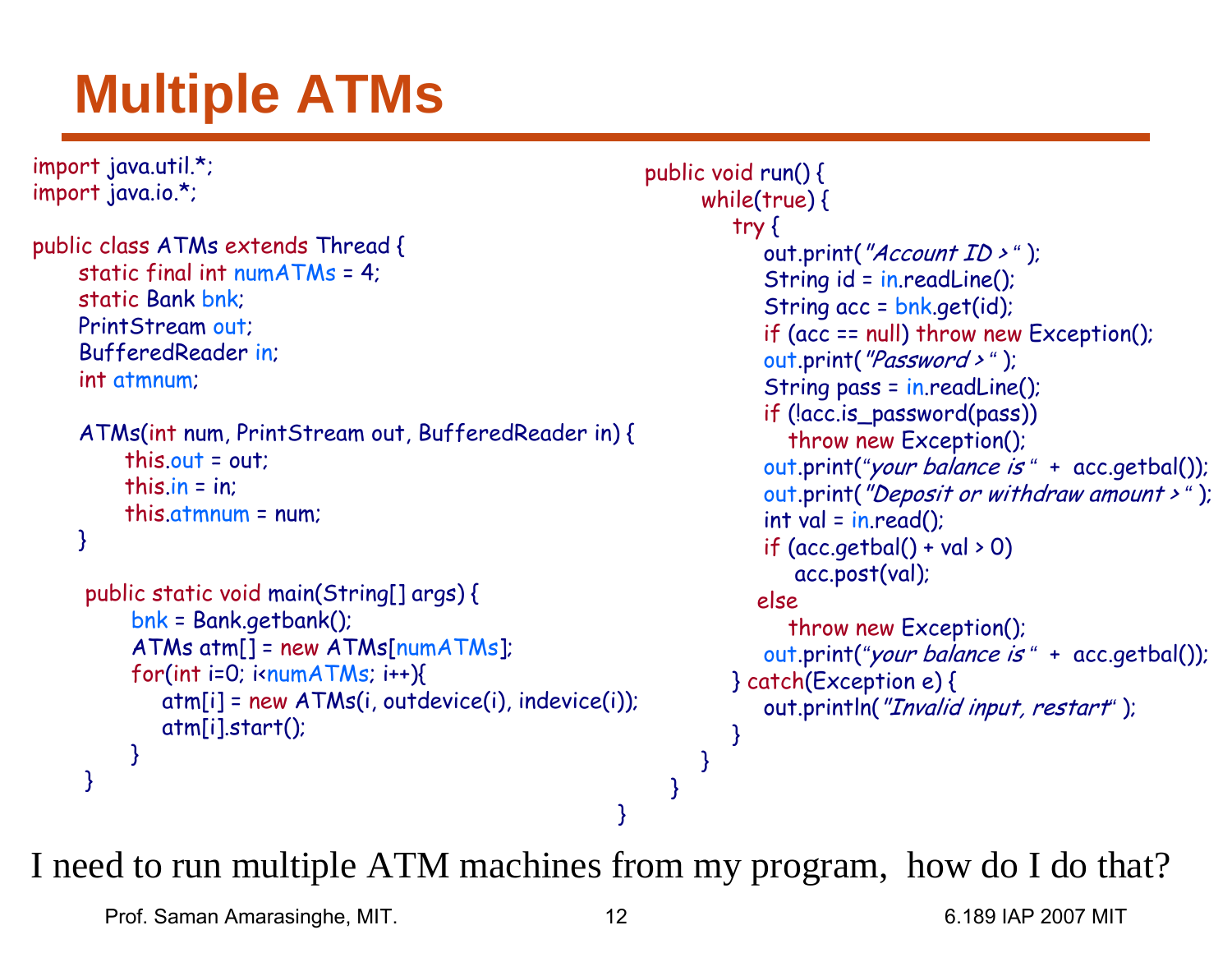# Multiple ATMs

```java
import java.util.*;
import java.io.*;

public class ATMs extends Thread {
    static final int numATMs = 4;
    static Bank bnk;
    PrintStream out;
    BufferedReader in;
    int atmnum;

    ATMs(int num, PrintStream out, BufferedReader in) {
        this.out = out;
        this.in = in;
        this.atmnum = num;
    }

    public static void main(String[] args) {
        bnk = Bank.getbank();
        ATMs atm[] = new ATMs[numATMs];
        for(int i=0; i<numATMs; i++){
            atm[i] = new ATMs(i, outdevice(i), indevice(i));
            atm[i].start();
        }
    }
```

```java
    public void run() {
        while(true) {
            try {
                out.print("Account ID > " );
                String id = in.readLine();
                String acc = bnk.get(id);
                if (acc == null) throw new Exception();
                out.print("Password > " );
                String pass = in.readLine();
                if (!acc.is_password(pass))
                    throw new Exception();
                out.print("your balance is " + acc.getbal());
                out.print("Deposit or withdraw amount > " );
                int val = in.read();
                if (acc.getbal() + val > 0)
                    acc.post(val);
                else
                    throw new Exception();
                out.print("your balance is " + acc.getbal());
            } catch(Exception e) {
                out.println("Invalid input, restart" );
            }
        }
    }
}
```

I need to run multiple ATM machines from my program, how do I do that?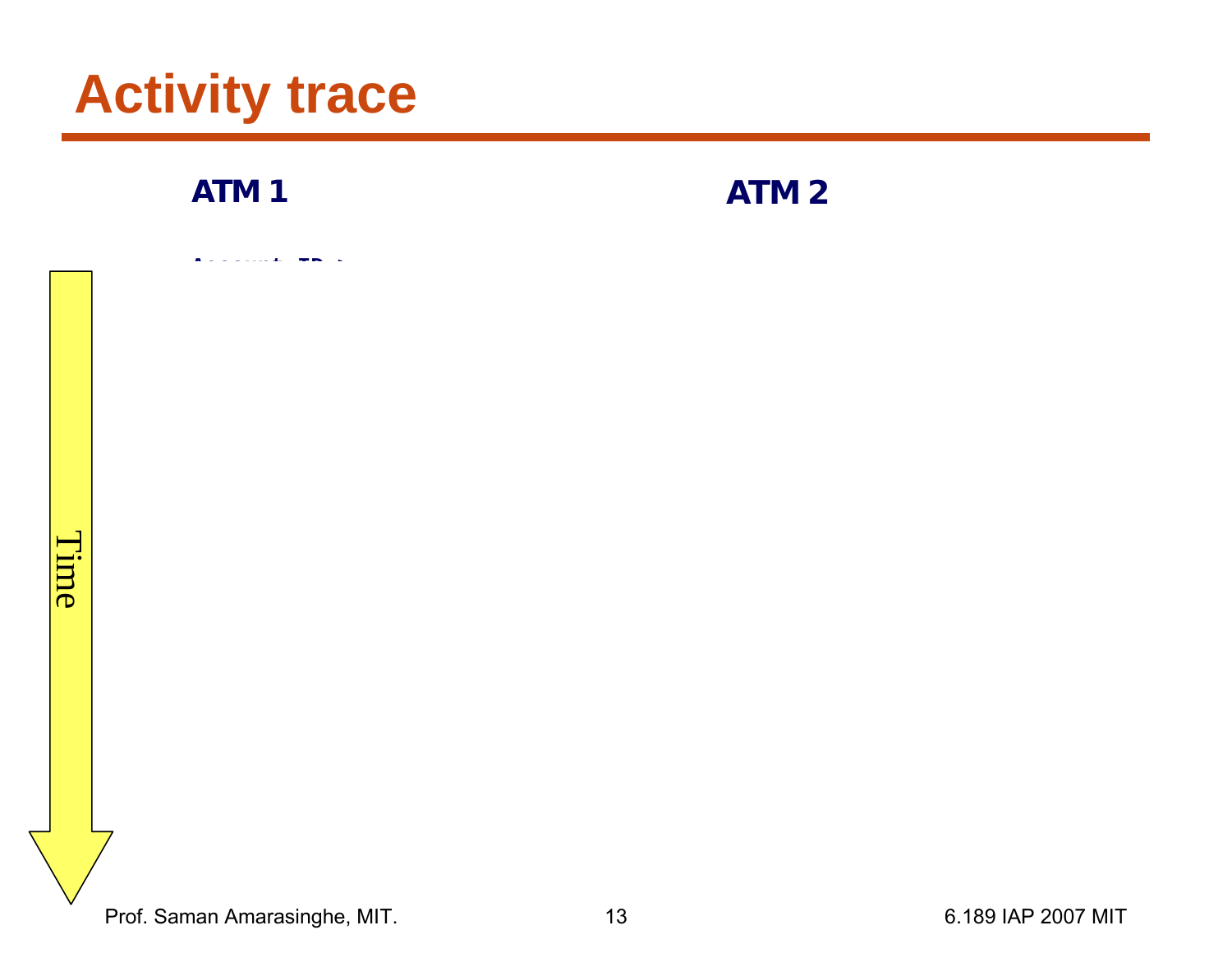# Activity trace

**ATM 1**

**ATM 2**

Time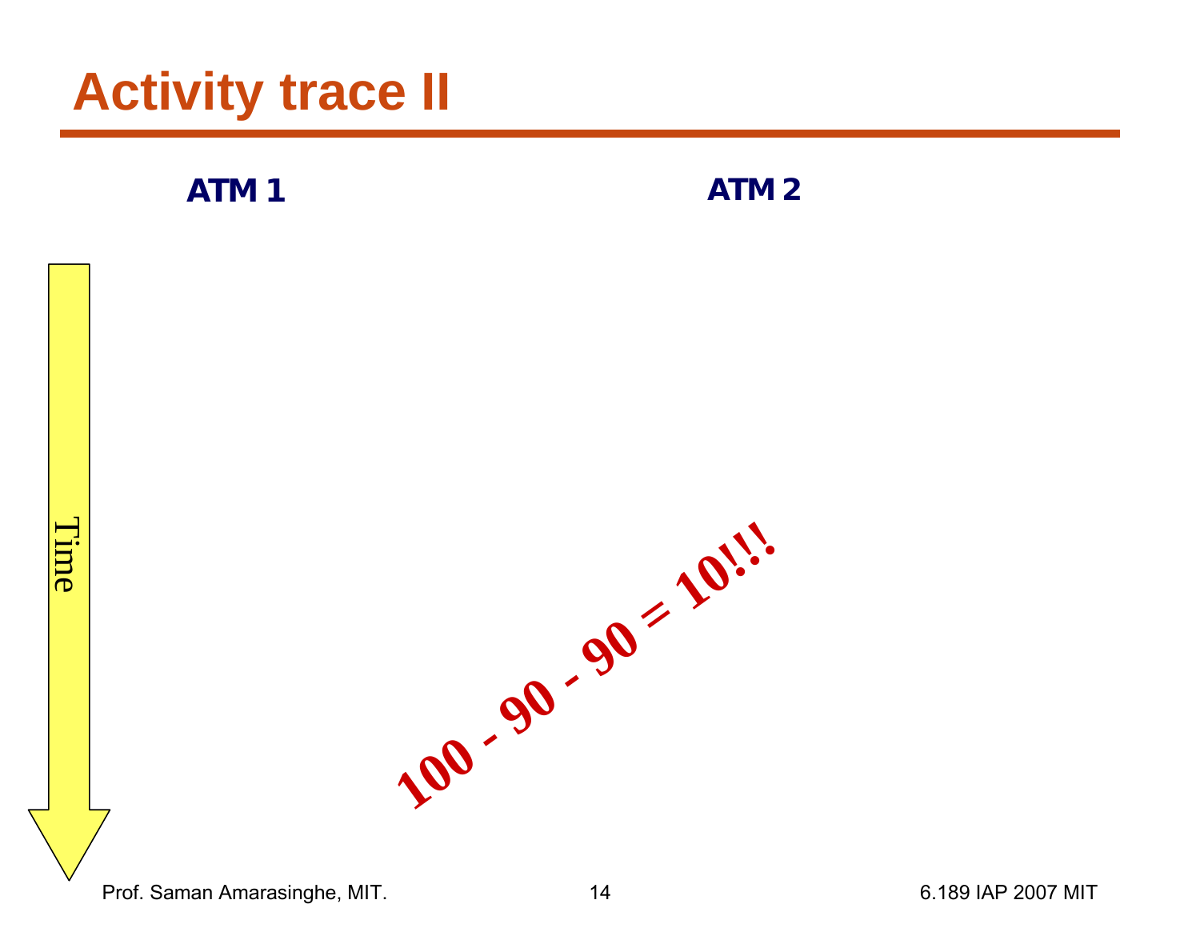# Activity trace II

**ATM 1**

**ATM 2**

Time

**100 - 90 - 90 = 10!!!**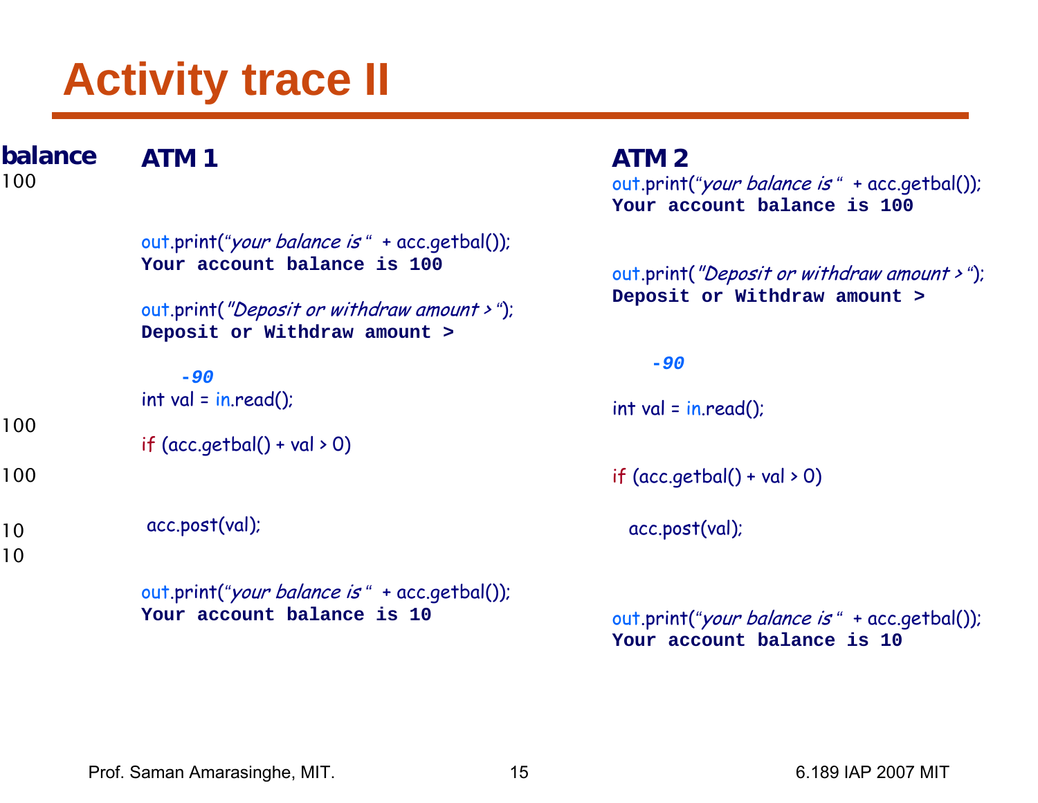# Activity trace II

| balance | ATM 1 | ATM 2 |
| --- | --- | --- |
| 100 | | out.print("*your balance is* " + acc.getbal()); **Your account balance is 100** |
| | out.print("*your balance is* " + acc.getbal()); **Your account balance is 100** | |
| | | out.print(*"Deposit or withdraw amount >* "); **Deposit or Withdraw amount >** |
| | out.print(*"Deposit or withdraw amount >* "); **Deposit or Withdraw amount >** | |
| | | ***-90*** |
| | ***-90*** | |
| | int val = in.read(); | int val = in.read(); |
| 100 | if (acc.getbal() + val > 0) | |
| 100 | | if (acc.getbal() + val > 0) |
| 10 | acc.post(val); | |
| 10 | | acc.post(val); |
| | out.print("*your balance is* " + acc.getbal()); **Your account balance is 10** | |
| | | out.print("*your balance is* " + acc.getbal()); **Your account balance is 10** |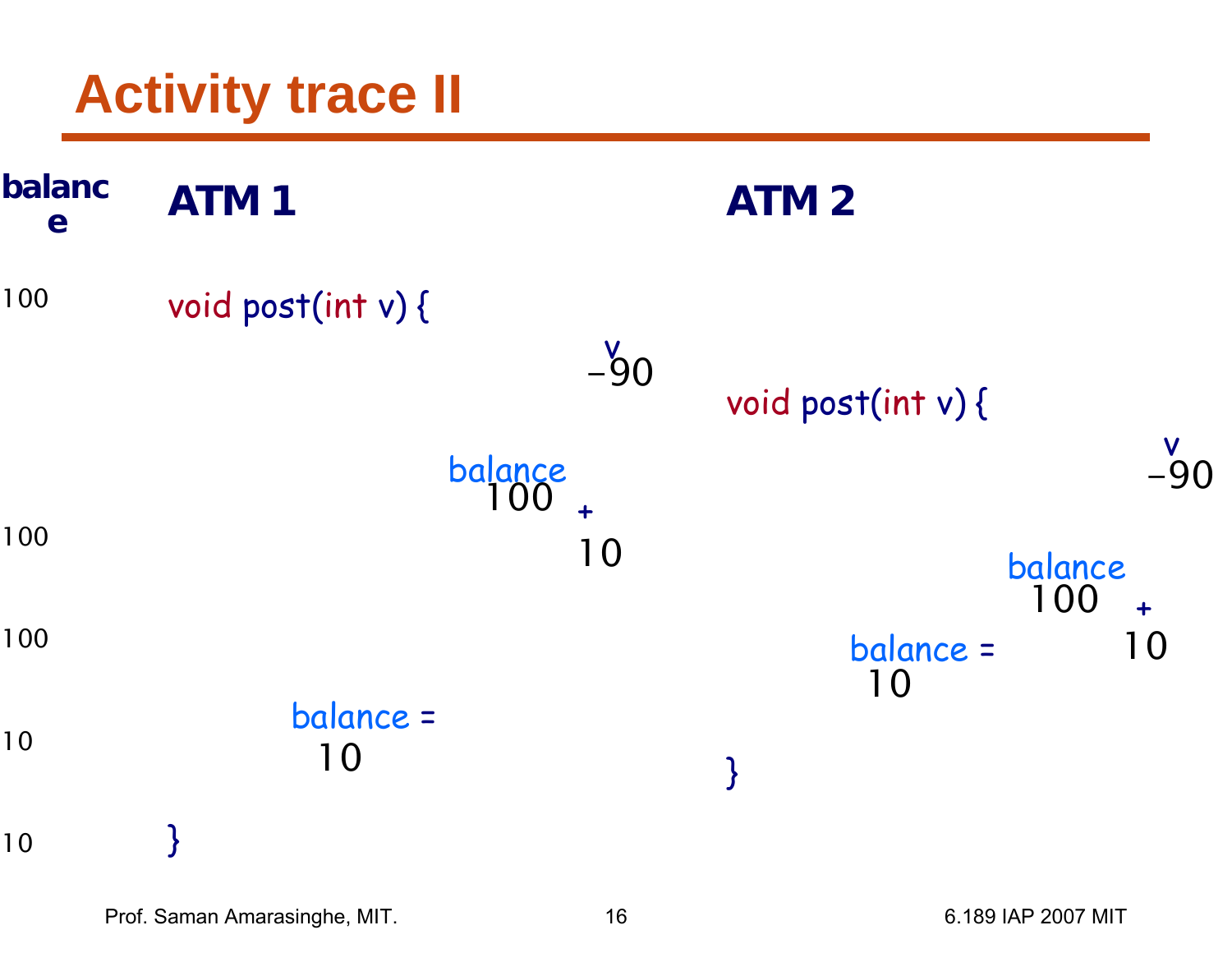# Activity trace II

| balance | ATM 1 | ATM 2 |
|---|---|---|
| 100 | `void post(int v) {` | |
| | v = -90 | |
| | | `void post(int v) {` |
| | | v = -90 |
| 100 | balance 100 + 10 | |
| | | balance 100 + 10 |
| 100 | | balance = 10 |
| 10 | balance = 10 | |
| | | `}` |
| 10 | `}` | |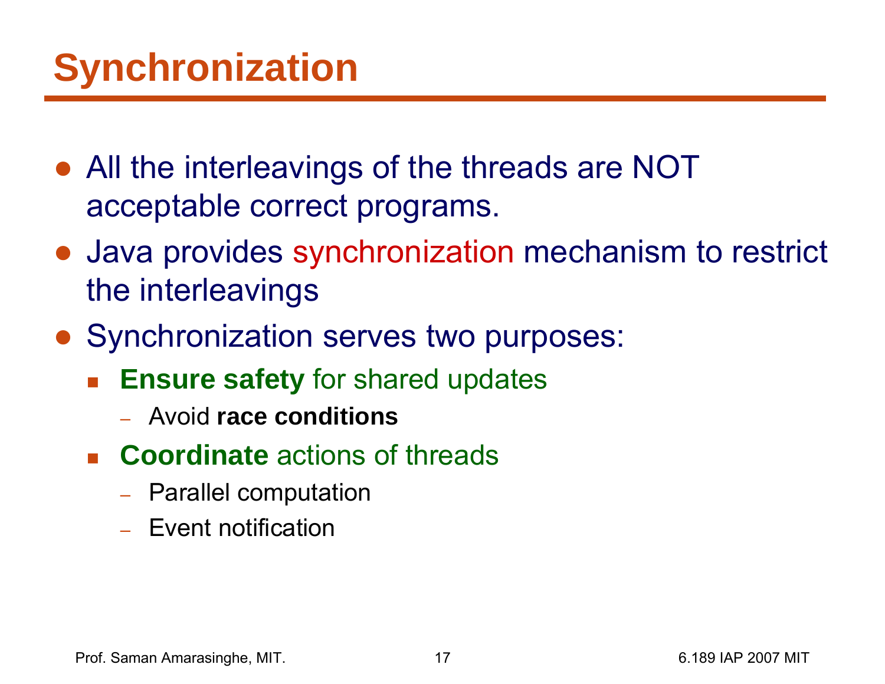# Synchronization

- All the interleavings of the threads are NOT acceptable correct programs.
- Java provides synchronization mechanism to restrict the interleavings
- Synchronization serves two purposes:
  - **Ensure safety** for shared updates
    - Avoid **race conditions**
  - **Coordinate** actions of threads
    - Parallel computation
    - Event notification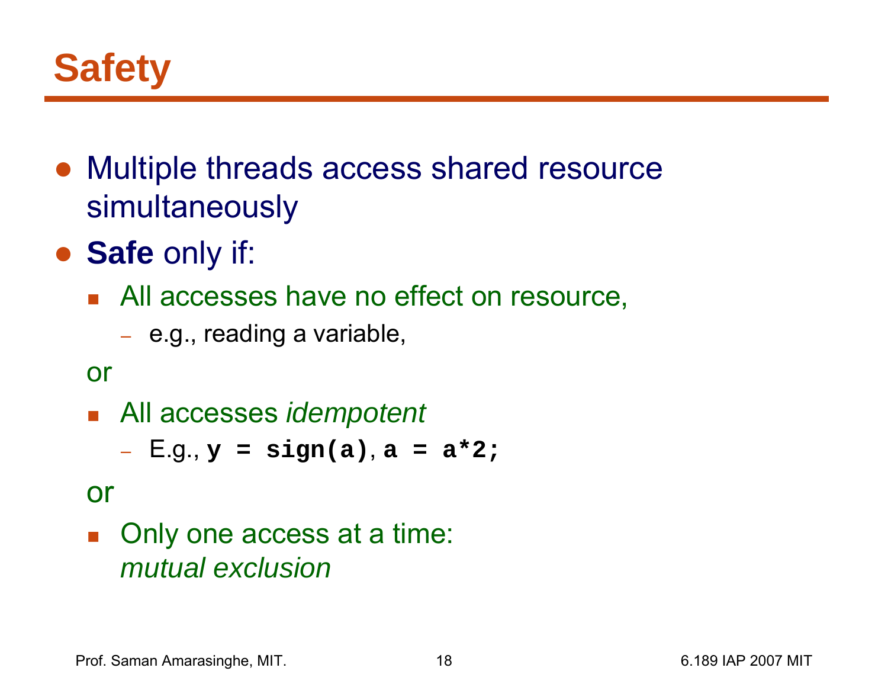# Safety

- Multiple threads access shared resource simultaneously
- **Safe** only if:
  - All accesses have no effect on resource,
    - e.g., reading a variable,

  or

  - All accesses *idempotent*
    - E.g., `y = sign(a)`, `a = a*2;`

  or

  - Only one access at a time: *mutual exclusion*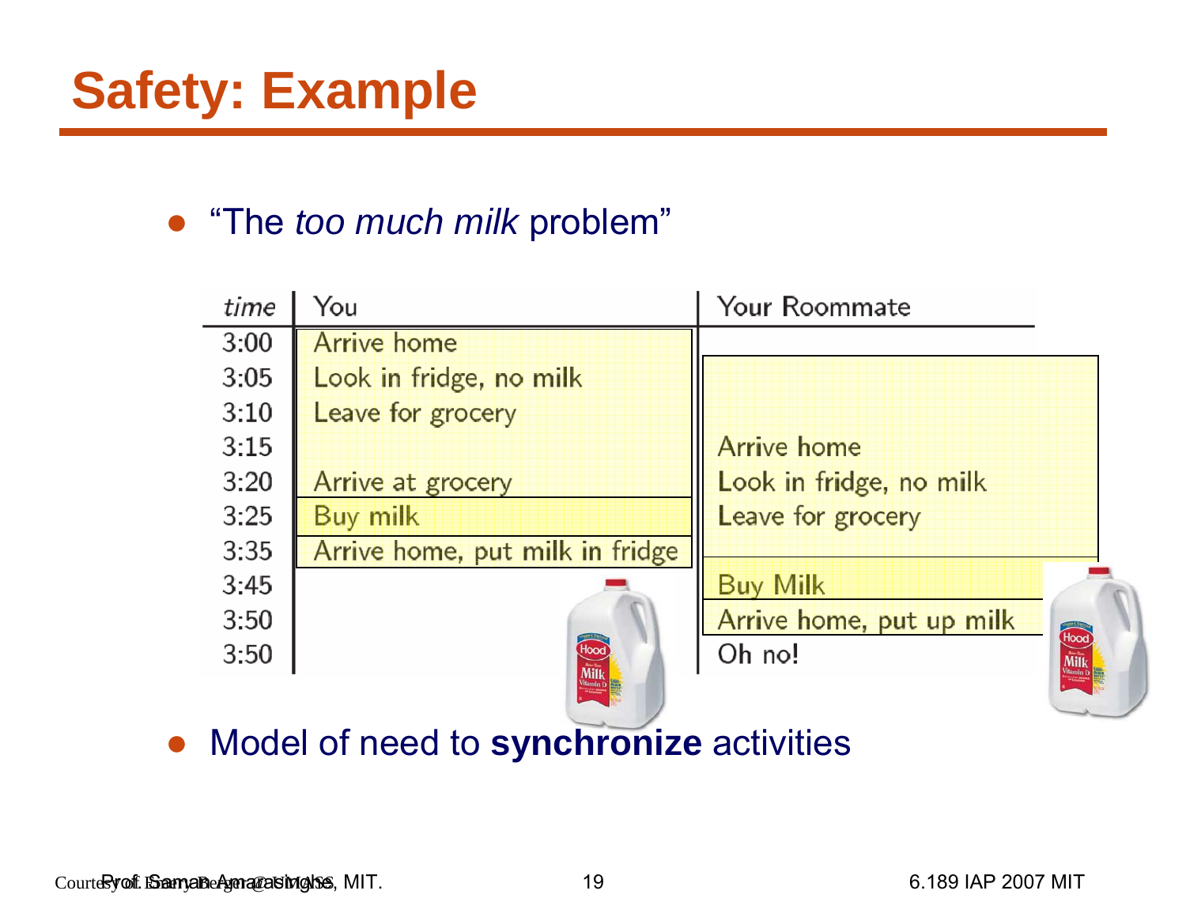# Safety: Example

- "The *too much milk* problem"

| *time* | You | Your Roommate |
|---|---|---|
| 3:00 | Arrive home | |
| 3:05 | Look in fridge, no milk | |
| 3:10 | Leave for grocery | |
| 3:15 | | Arrive home |
| 3:20 | Arrive at grocery | Look in fridge, no milk |
| 3:25 | Buy milk | Leave for grocery |
| 3:35 | Arrive home, put milk in fridge | |
| 3:45 | | Buy Milk |
| 3:50 | | Arrive home, put up milk |
| 3:50 | | Oh no! |

- Model of need to **synchronize** activities

Courtesy of Emery Berger @ UMASS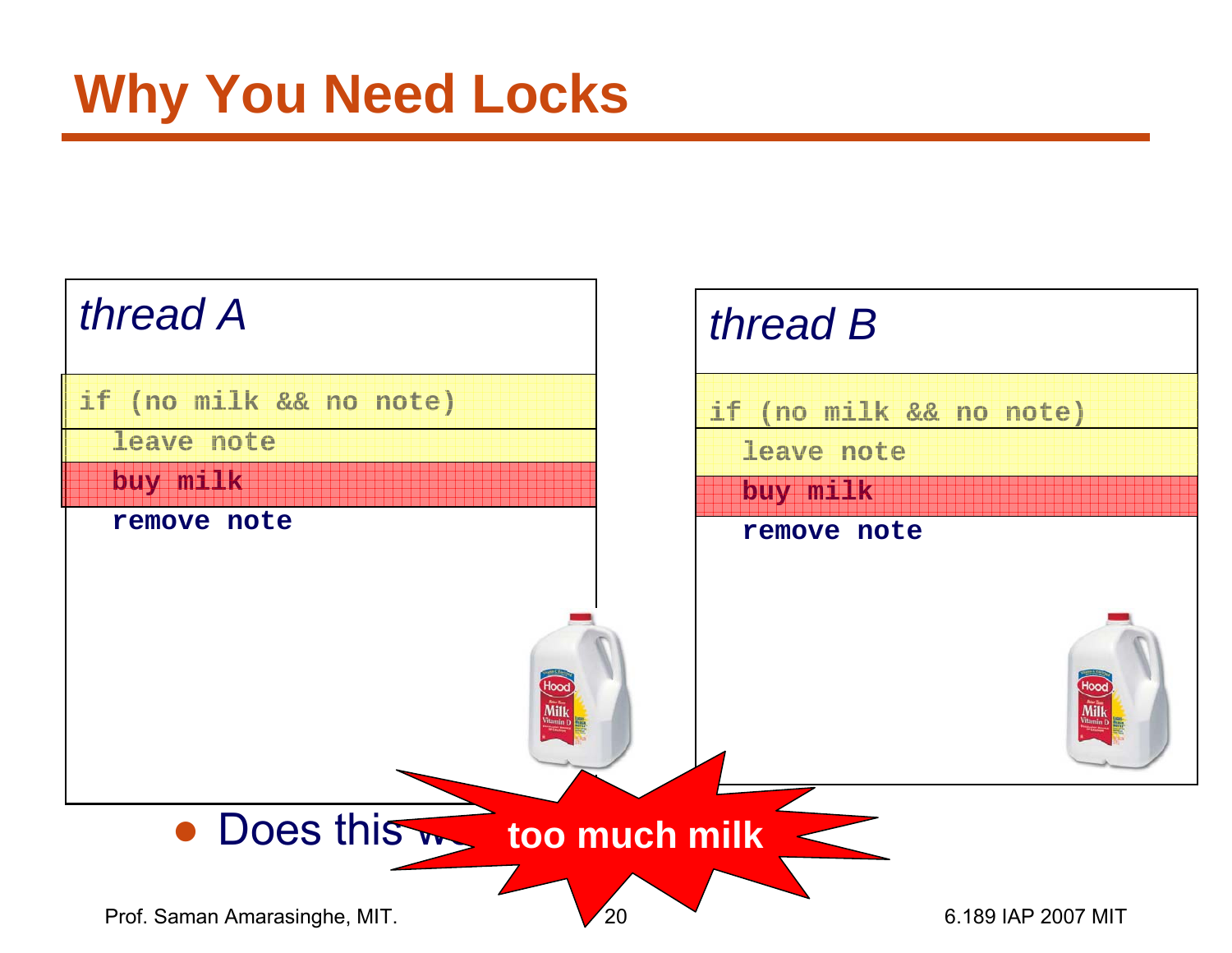# Why You Need Locks

*thread A*

```
if (no milk && no note)
  leave note
  buy milk
  remove note
```

*thread B*

```
if (no milk && no note)
  leave note
  buy milk
  remove note
```

- Does this w

**too much milk**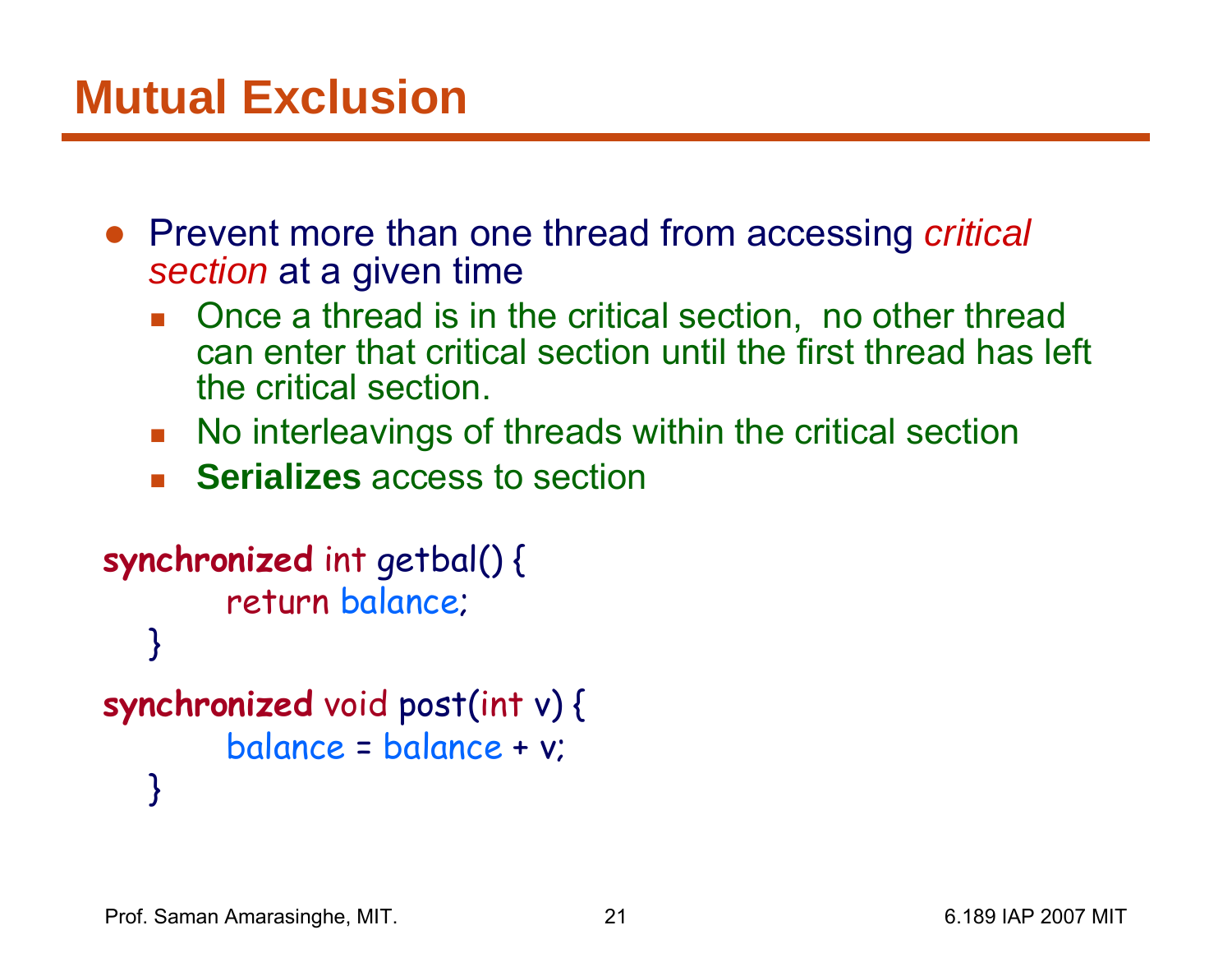# Mutual Exclusion

- Prevent more than one thread from accessing *critical section* at a given time
  - Once a thread is in the critical section, no other thread can enter that critical section until the first thread has left the critical section.
  - No interleavings of threads within the critical section
  - **Serializes** access to section

```
synchronized int getbal() {
        return balance;
   }
synchronized void post(int v) {
        balance = balance + v;
   }
```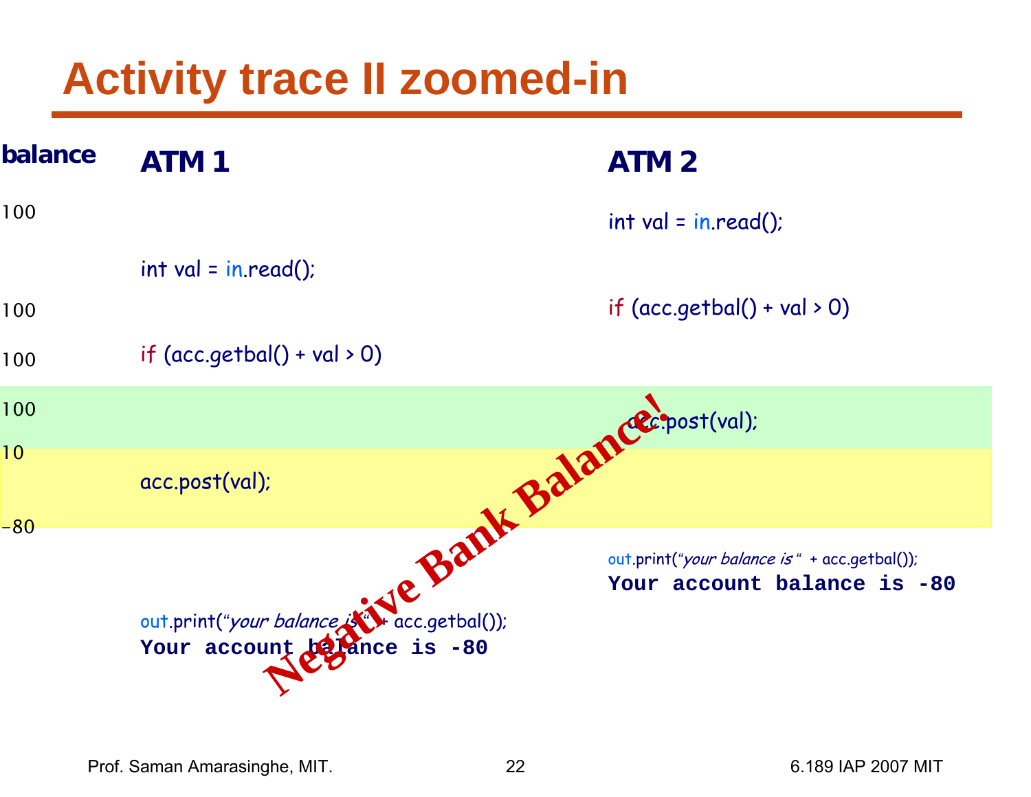# Activity trace II zoomed-in

| balance | ATM 1 | ATM 2 |
|---|---|---|
| 100 | | `int val = in.read();` |
| | `int val = in.read();` | |
| 100 | | `if (acc.getbal() + val > 0)` |
| 100 | `if (acc.getbal() + val > 0)` | |
| 100 | | `acc.post(val);` |
| 10 | `acc.post(val);` | |
| -80 | | |
| | | `out.print("your balance is " + acc.getbal());` **Your account balance is -80** |
| | `out.print("your balance is " + acc.getbal());` **Your account balance is -80** | |

**Negative Bank Balance!**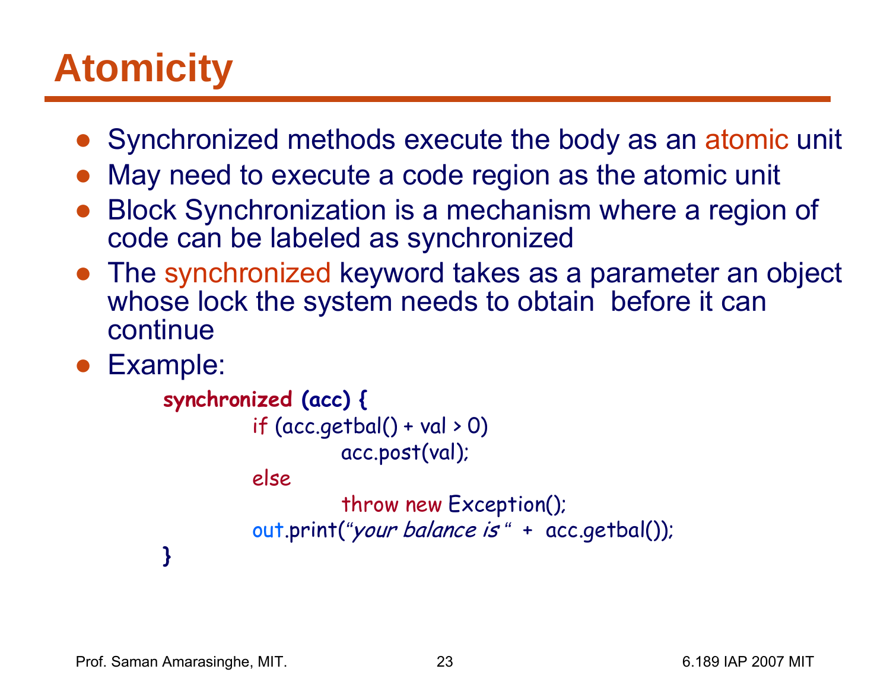# Atomicity

- Synchronized methods execute the body as an atomic unit
- May need to execute a code region as the atomic unit
- Block Synchronization is a mechanism where a region of code can be labeled as synchronized
- The synchronized keyword takes as a parameter an object whose lock the system needs to obtain before it can continue
- Example:

```
synchronized (acc) {
        if (acc.getbal() + val > 0)
                acc.post(val);
        else
                throw new Exception();
        out.print("your balance is " + acc.getbal());
}
```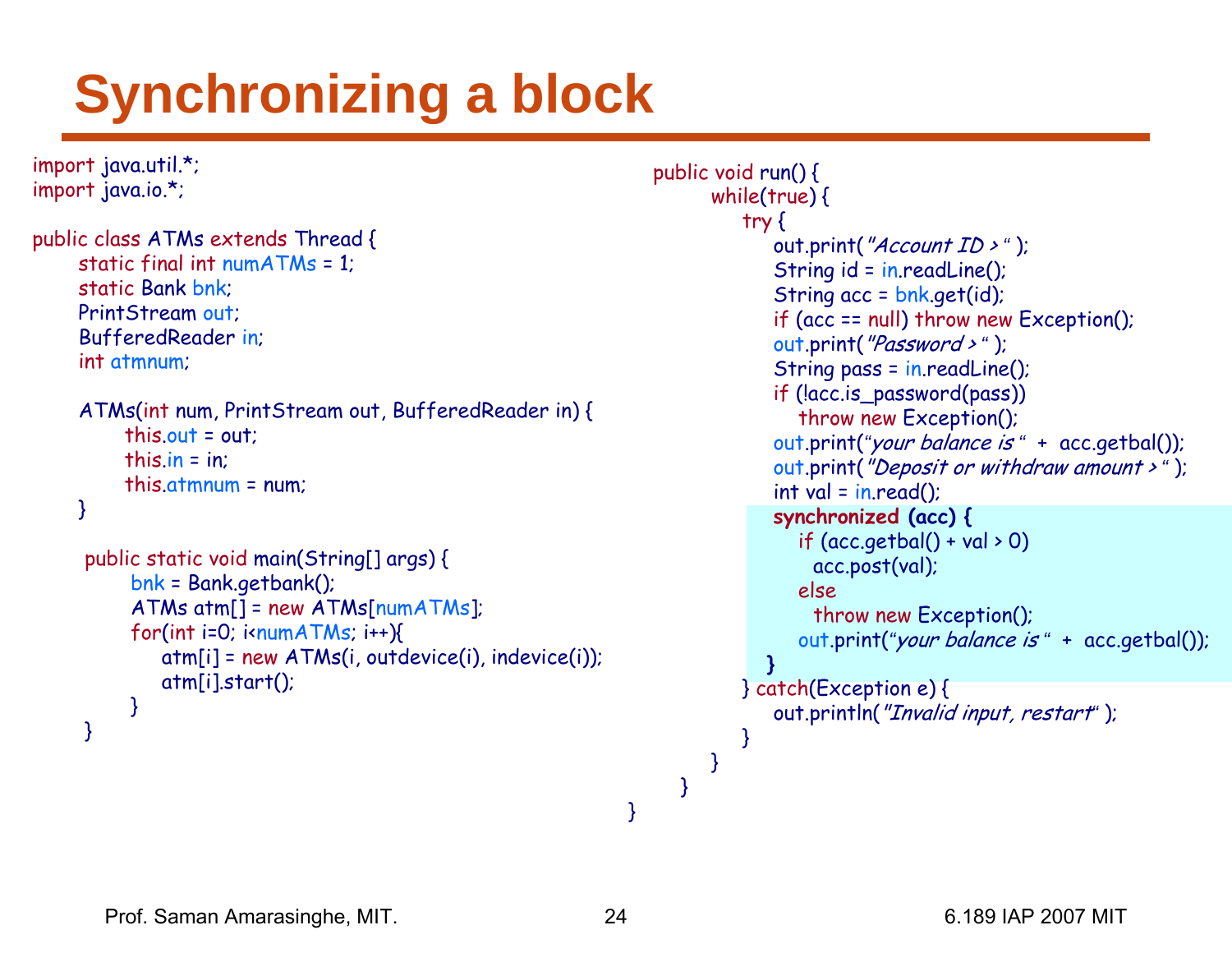# Synchronizing a block

```java
import java.util.*;
import java.io.*;

public class ATMs extends Thread {
    static final int numATMs = 1;
    static Bank bnk;
    PrintStream out;
    BufferedReader in;
    int atmnum;

    ATMs(int num, PrintStream out, BufferedReader in) {
        this.out = out;
        this.in = in;
        this.atmnum = num;
    }

    public static void main(String[] args) {
        bnk = Bank.getbank();
        ATMs atm[] = new ATMs[numATMs];
        for(int i=0; i<numATMs; i++){
            atm[i] = new ATMs(i, outdevice(i), indevice(i));
            atm[i].start();
        }
    }
```

```java
    public void run() {
        while(true) {
            try {
                out.print("Account ID > " );
                String id = in.readLine();
                String acc = bnk.get(id);
                if (acc == null) throw new Exception();
                out.print("Password > " );
                String pass = in.readLine();
                if (!acc.is_password(pass))
                    throw new Exception();
                out.print("your balance is " + acc.getbal());
                out.print("Deposit or withdraw amount > " );
                int val = in.read();
                synchronized (acc) {
                    if (acc.getbal() + val > 0)
                        acc.post(val);
                    else
                        throw new Exception();
                    out.print("your balance is " + acc.getbal());
                }
            } catch(Exception e) {
                out.println("Invalid input, restart" );
            }
        }
    }
}
```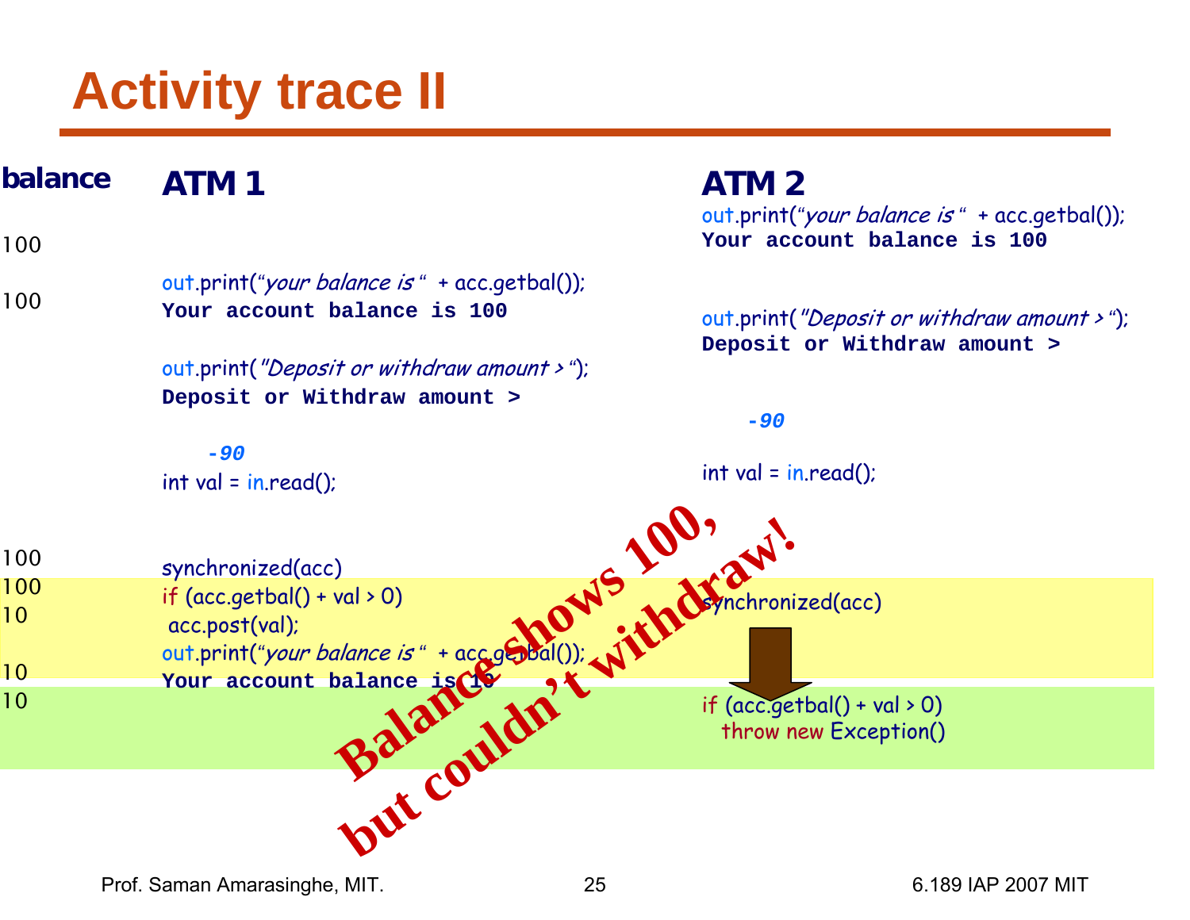# Activity trace II

| balance | ATM 1 | ATM 2 |
|---|---|---|
| | | `out.print("your balance is " + acc.getbal());` |
| | | **Your account balance is 100** |
| 100 | | |
| 100 | `out.print("your balance is " + acc.getbal());` | |
| | **Your account balance is 100** | |
| | | `out.print("Deposit or withdraw amount > ");` |
| | | **Deposit or Withdraw amount >** |
| | `out.print("Deposit or withdraw amount > ");` | |
| | **Deposit or Withdraw amount >** | |
| | | ***-90*** |
| | ***-90*** | |
| | | `int val = in.read();` |
| | `int val = in.read();` | |
| 100 | `synchronized(acc)` | |
| 100 | `if (acc.getbal() + val > 0)` | |
| 10 | `acc.post(val);` | `synchronized(acc)` |
| | `out.print("your balance is " + acc.getbal());` | |
| 10 | **Your account balance is 10** | |
| 10 | | `if (acc.getbal() + val > 0)` |
| | | `throw new Exception()` |

**Balance shows 100, but couldn't withdraw!**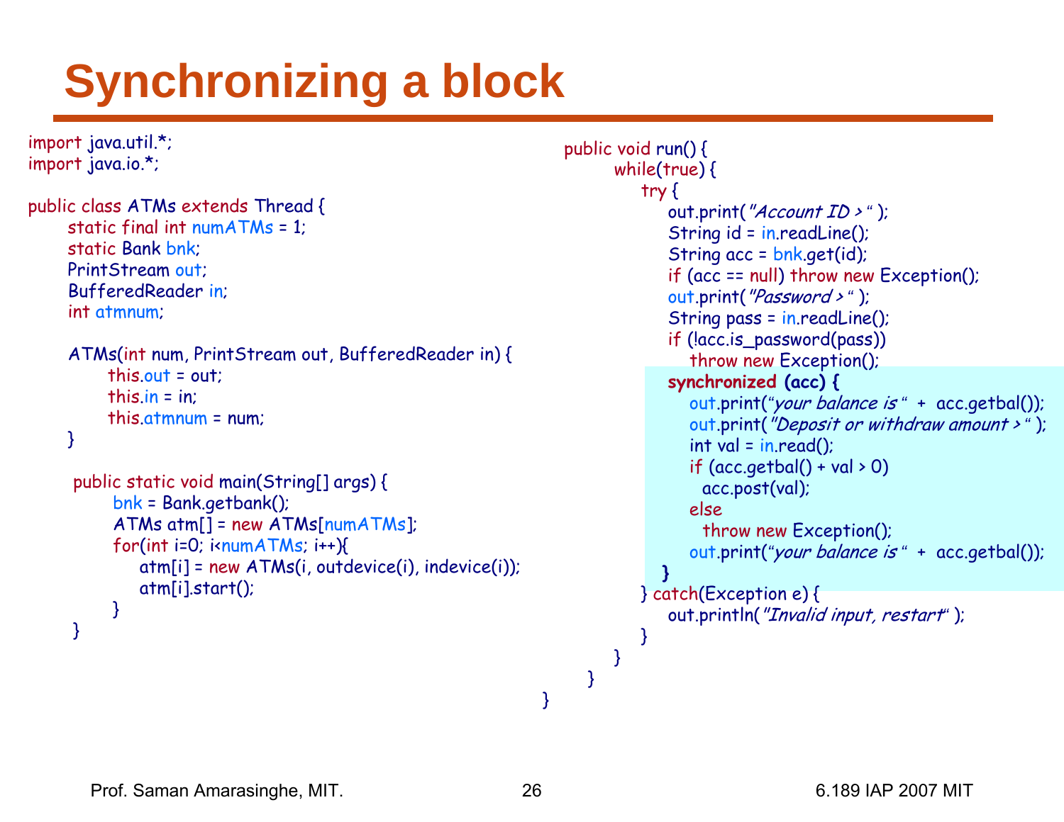# Synchronizing a block

```java
import java.util.*;
import java.io.*;

public class ATMs extends Thread {
    static final int numATMs = 1;
    static Bank bnk;
    PrintStream out;
    BufferedReader in;
    int atmnum;

    ATMs(int num, PrintStream out, BufferedReader in) {
        this.out = out;
        this.in = in;
        this.atmnum = num;
    }

    public static void main(String[] args) {
        bnk = Bank.getbank();
        ATMs atm[] = new ATMs[numATMs];
        for(int i=0; i<numATMs; i++){
            atm[i] = new ATMs(i, outdevice(i), indevice(i));
            atm[i].start();
        }
    }
```

```java
    public void run() {
        while(true) {
            try {
                out.print("Account ID > " );
                String id = in.readLine();
                String acc = bnk.get(id);
                if (acc == null) throw new Exception();
                out.print("Password > " );
                String pass = in.readLine();
                if (!acc.is_password(pass))
                    throw new Exception();
                synchronized (acc) {
                    out.print("your balance is " + acc.getbal());
                    out.print("Deposit or withdraw amount > " );
                    int val = in.read();
                    if (acc.getbal() + val > 0)
                        acc.post(val);
                    else
                        throw new Exception();
                    out.print("your balance is " + acc.getbal());
                }
            } catch(Exception e) {
                out.println("Invalid input, restart" );
            }
        }
    }
}
```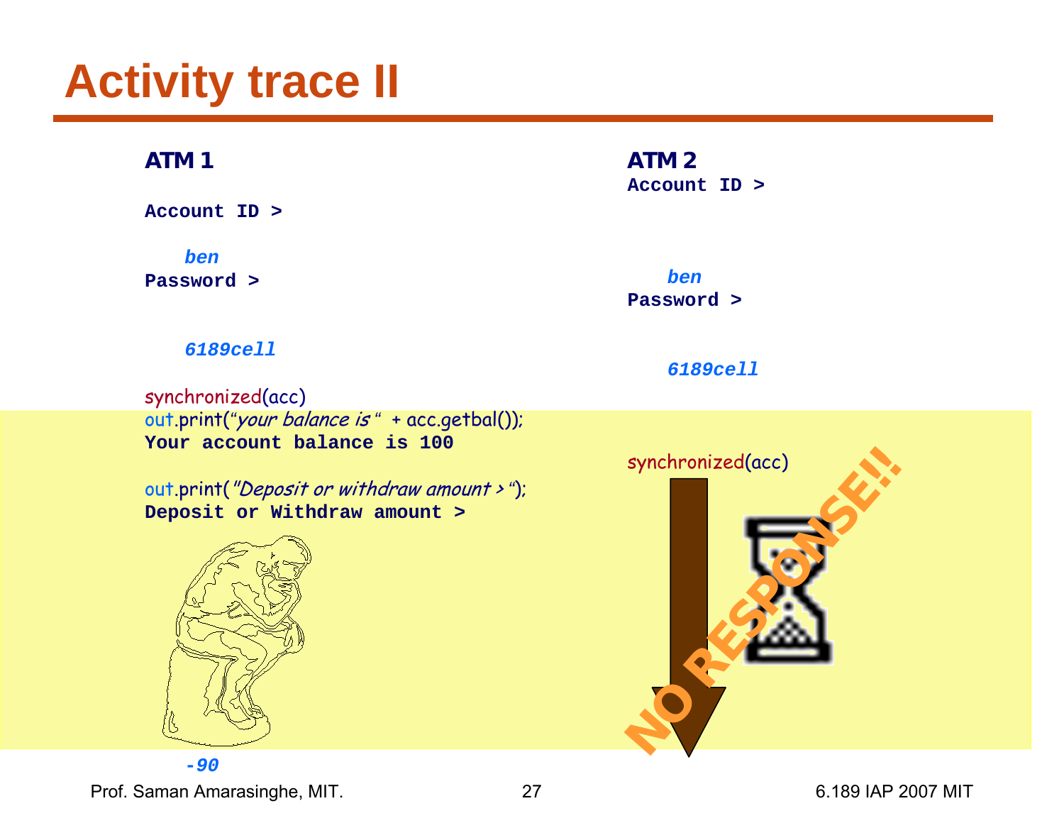# Activity trace II

**ATM 1**

```
Account ID >
    ben
Password >
    6189cell
```

synchronized(acc)
out.print(*"your balance is "* + acc.getbal());

```
Your account balance is 100
```

out.print(*"Deposit or withdraw amount > "*);

```
Deposit or Withdraw amount >
    -90
```

**ATM 2**

```
Account ID >
    ben
Password >
    6189cell
```

synchronized(acc)

NO RESPONSE!!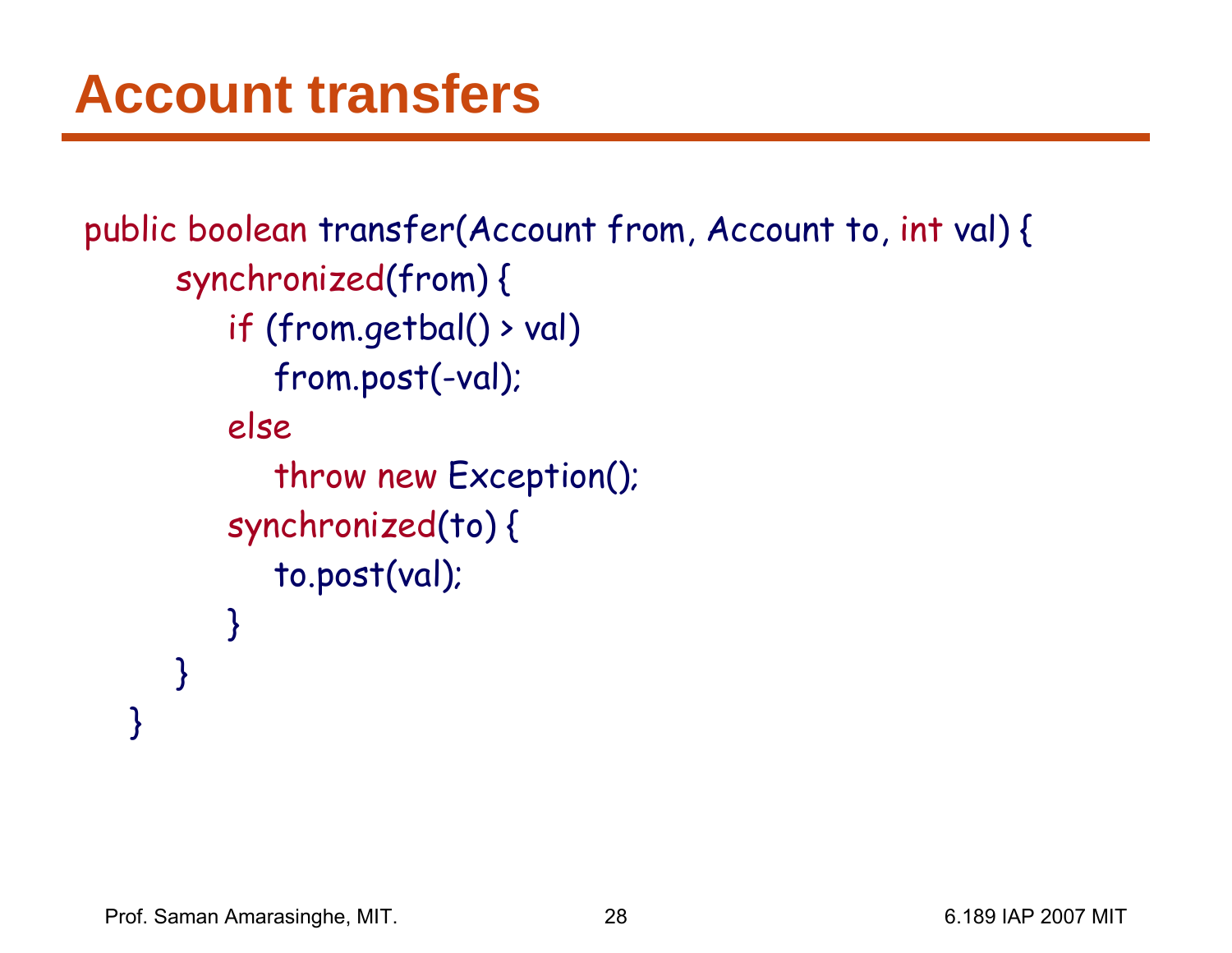# Account transfers

```
public boolean transfer(Account from, Account to, int val) {
    synchronized(from) {
        if (from.getbal() > val)
            from.post(-val);
        else
            throw new Exception();
        synchronized(to) {
            to.post(val);
        }
    }
}
```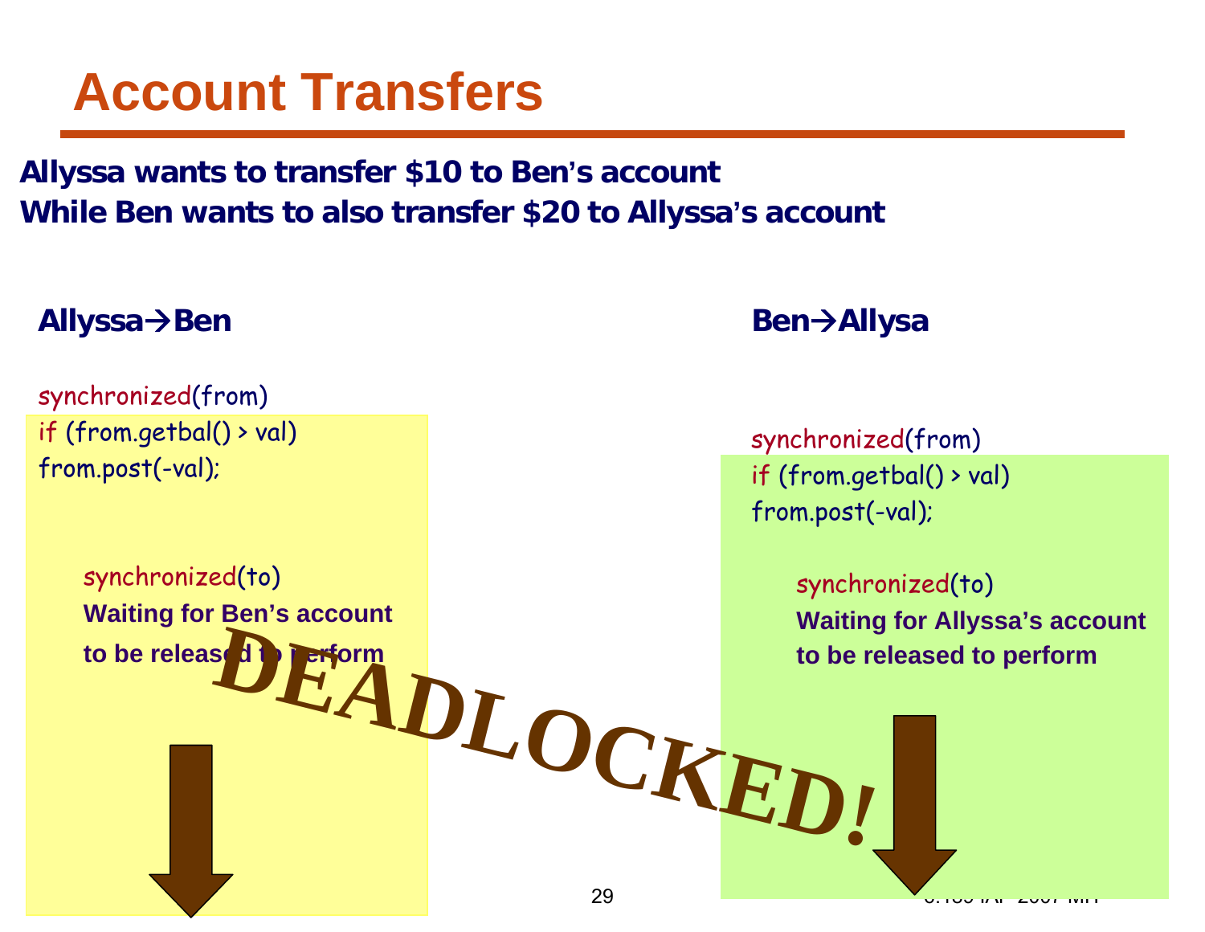# Account Transfers

**Allyssa wants to transfer $10 to Ben's account**
**While Ben wants to also transfer $20 to Allyssa's account**

**Allyssa→Ben**

```
synchronized(from)
if (from.getbal() > val)
from.post(-val);

    synchronized(to)
```

**Waiting for Ben's account to be released to perform**

**Ben→Allysa**

```
synchronized(from)
if (from.getbal() > val)
from.post(-val);

    synchronized(to)
```

**Waiting for Allyssa's account to be released to perform**

**DEADLOCKED!**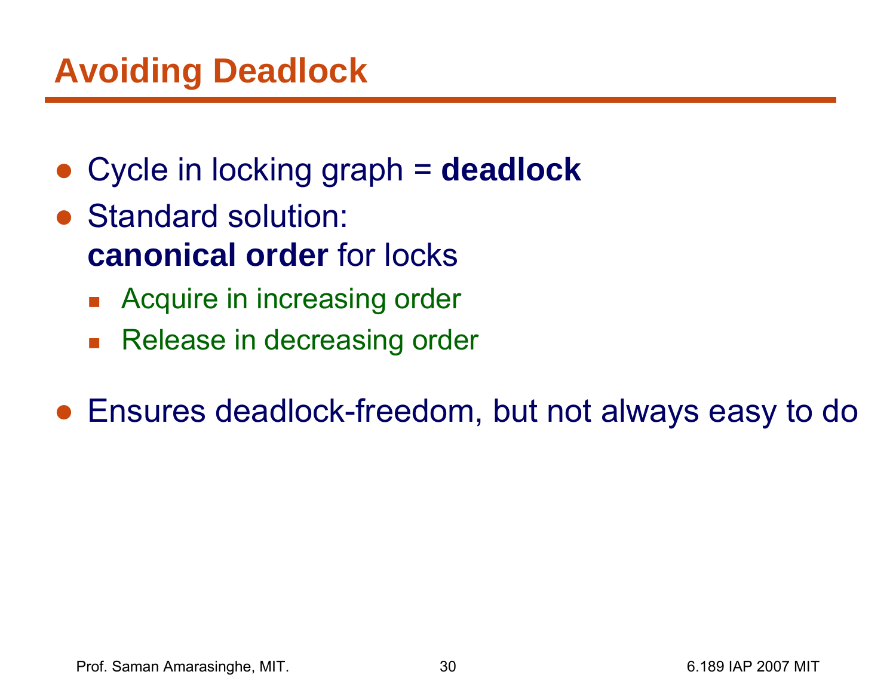# Avoiding Deadlock

- Cycle in locking graph = **deadlock**
- Standard solution:
  **canonical order** for locks
  - Acquire in increasing order
  - Release in decreasing order
- Ensures deadlock-freedom, but not always easy to do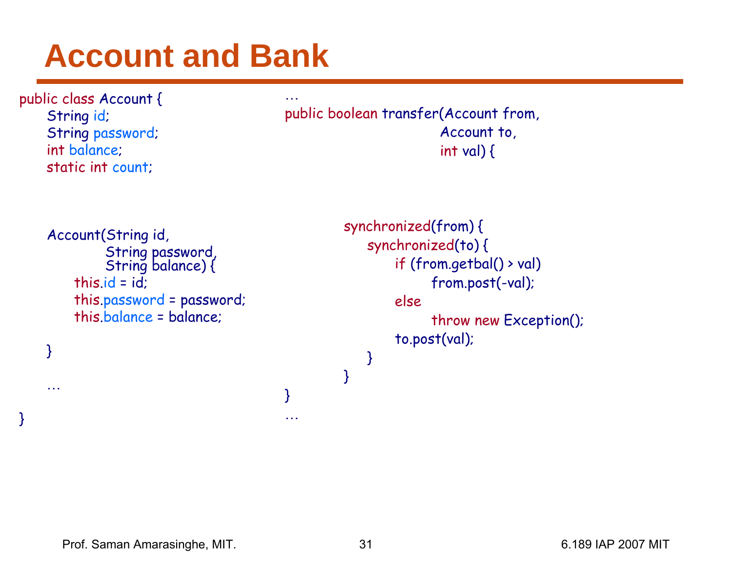# Account and Bank

```java
public class Account {
    String id;
    String password;
    int balance;
    static int count;


    Account(String id,
            String password,
            String balance) {
        this.id = id;
        this.password = password;
        this.balance = balance;

    }

    …

}
```

```java
…
public boolean transfer(Account from,
                        Account to,
                        int val) {


    synchronized(from) {
        synchronized(to) {
            if (from.getbal() > val)
                from.post(-val);
            else
                throw new Exception();
            to.post(val);
        }
    }
}
…
```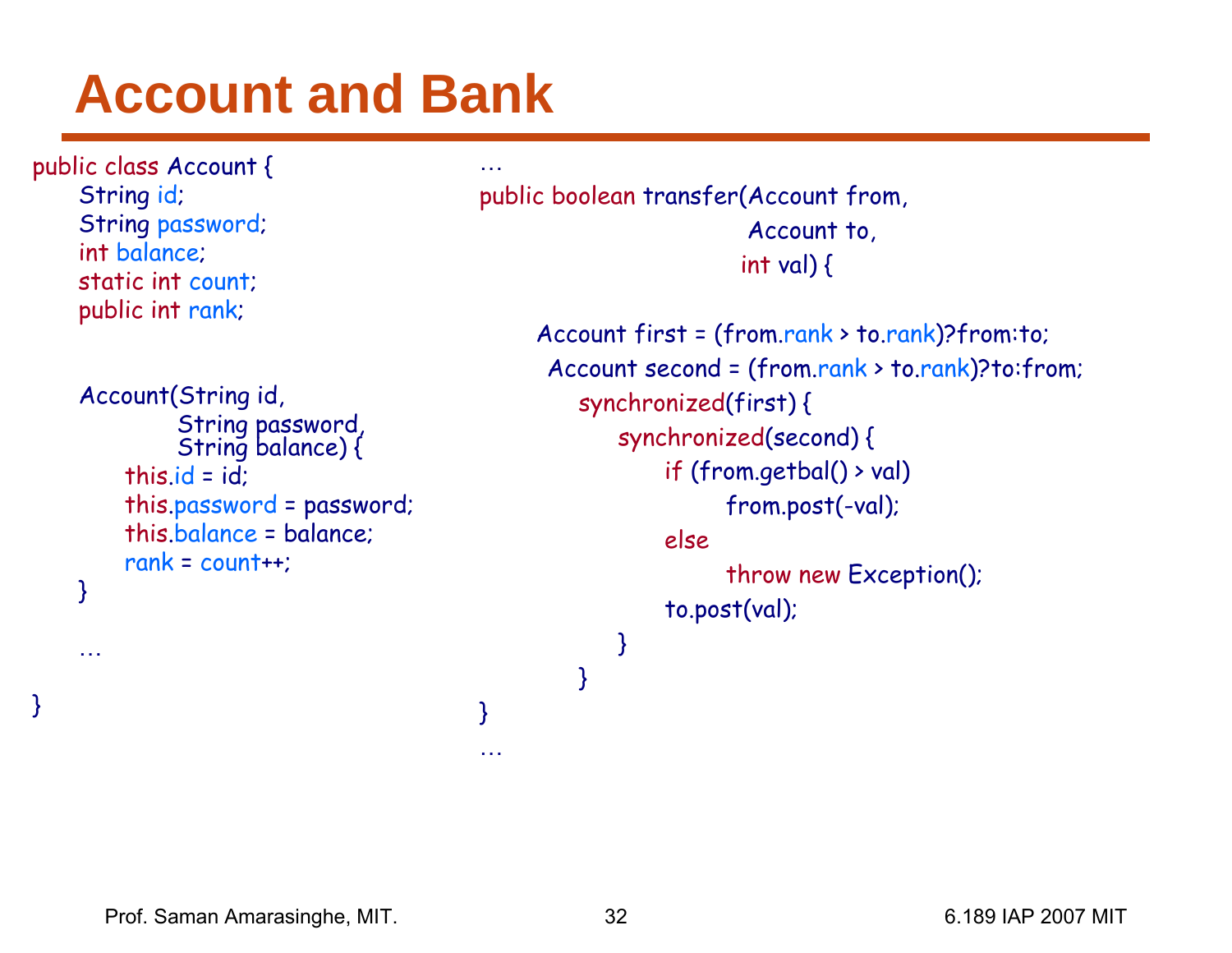# Account and Bank

```
public class Account {
    String id;
    String password;
    int balance;
    static int count;
    public int rank;


    Account(String id,
            String password,
            String balance) {
        this.id = id;
        this.password = password;
        this.balance = balance;
        rank = count++;
    }

    …

}
```

```
…
public boolean transfer(Account from,
                        Account to,
                        int val) {

    Account first = (from.rank > to.rank)?from:to;
    Account second = (from.rank > to.rank)?to:from;
    synchronized(first) {
        synchronized(second) {
            if (from.getbal() > val)
                from.post(-val);
            else
                throw new Exception();
            to.post(val);
        }
    }
}
…
```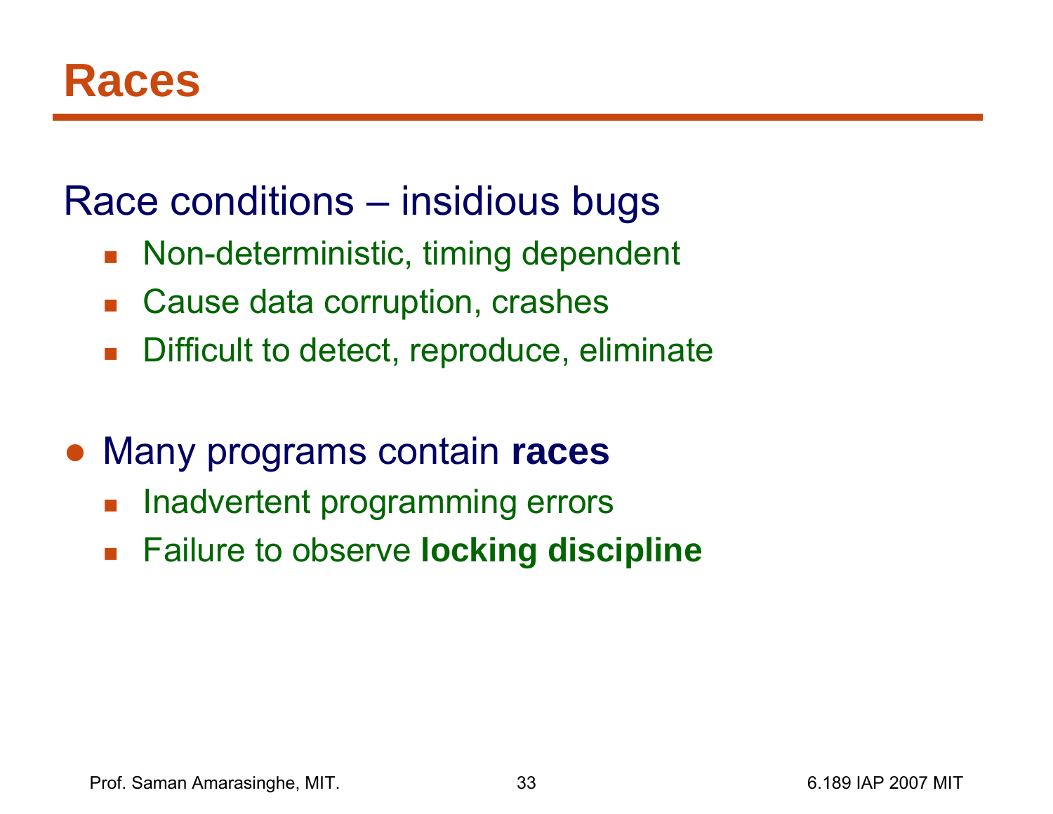# Races

Race conditions – insidious bugs

- Non-deterministic, timing dependent
- Cause data corruption, crashes
- Difficult to detect, reproduce, eliminate

- Many programs contain **races**
  - Inadvertent programming errors
  - Failure to observe **locking discipline**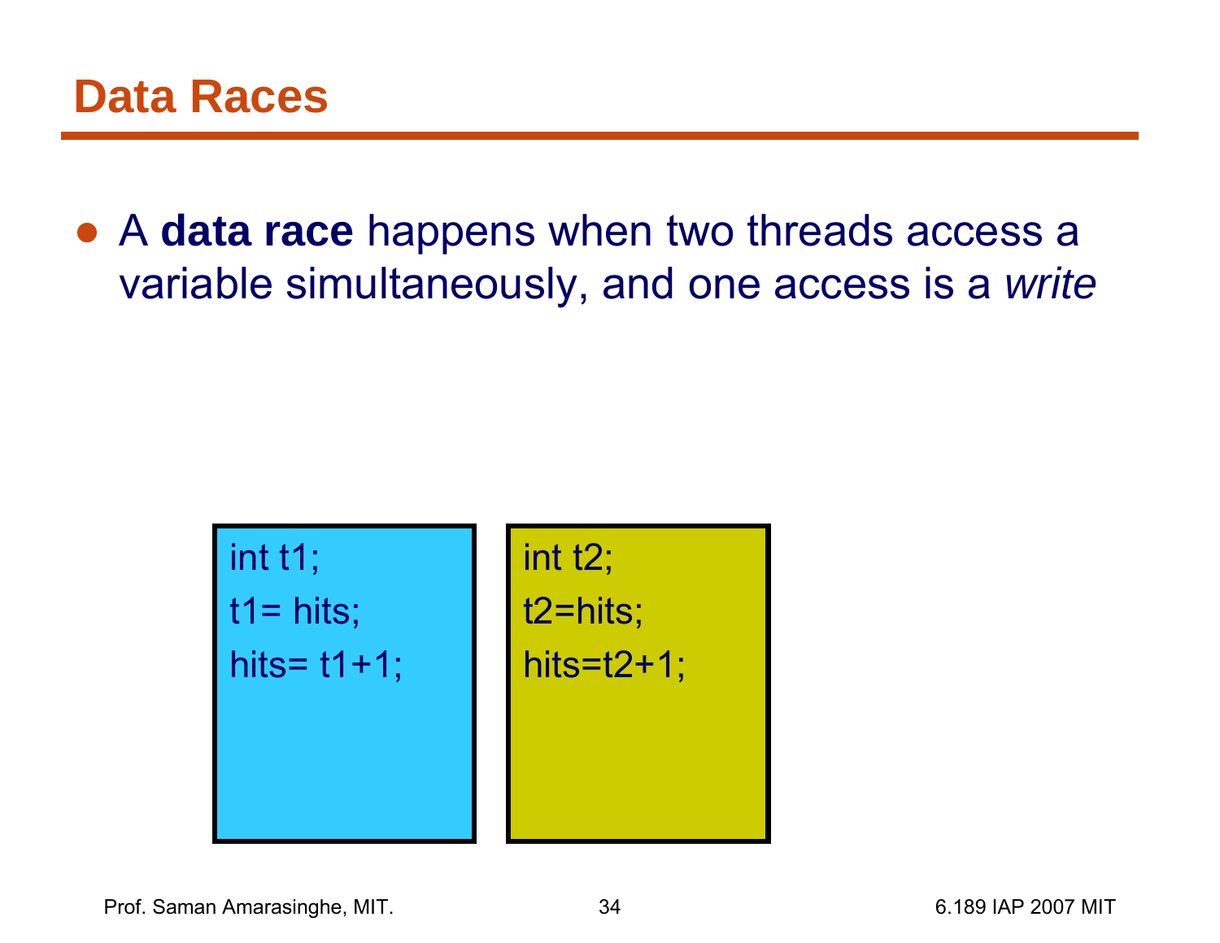# Data Races

- A **data race** happens when two threads access a variable simultaneously, and one access is a *write*

```
int t1;
t1= hits;
hits= t1+1;
```

```
int t2;
t2=hits;
hits=t2+1;
```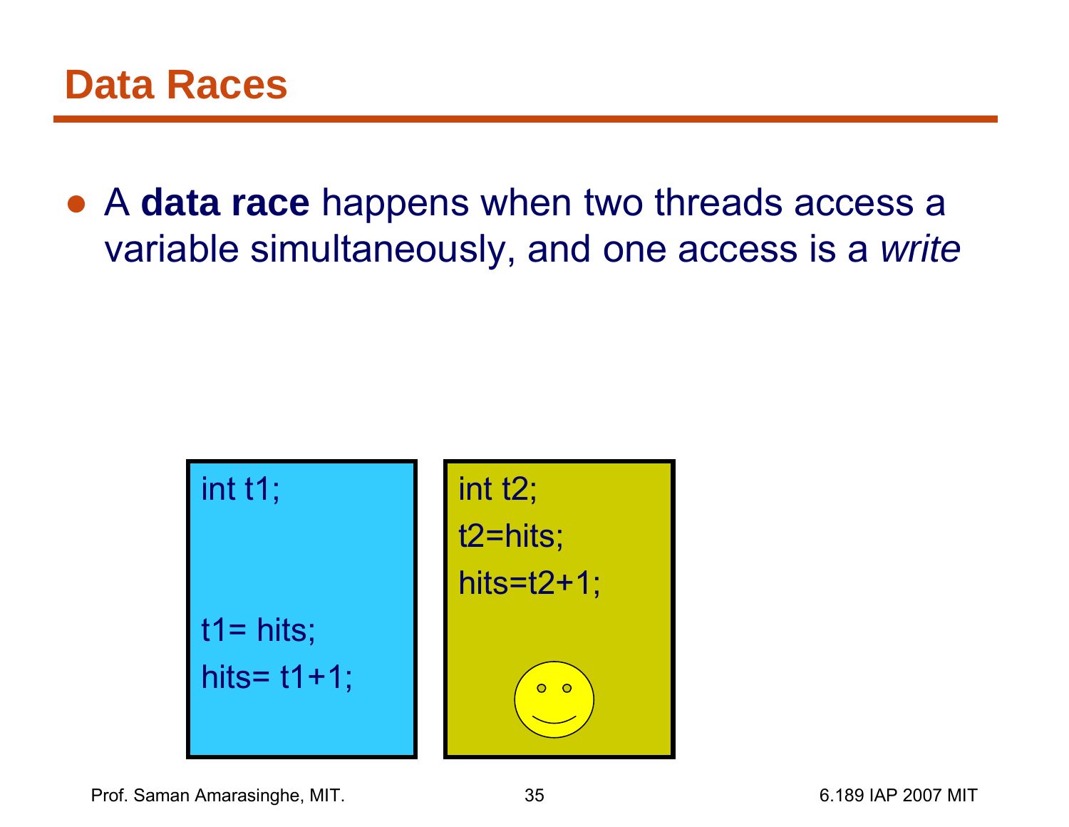# Data Races

- A **data race** happens when two threads access a variable simultaneously, and one access is a *write*

```
int t1;


t1= hits;
hits= t1+1;
```

```
int t2;
t2=hits;
hits=t2+1;
```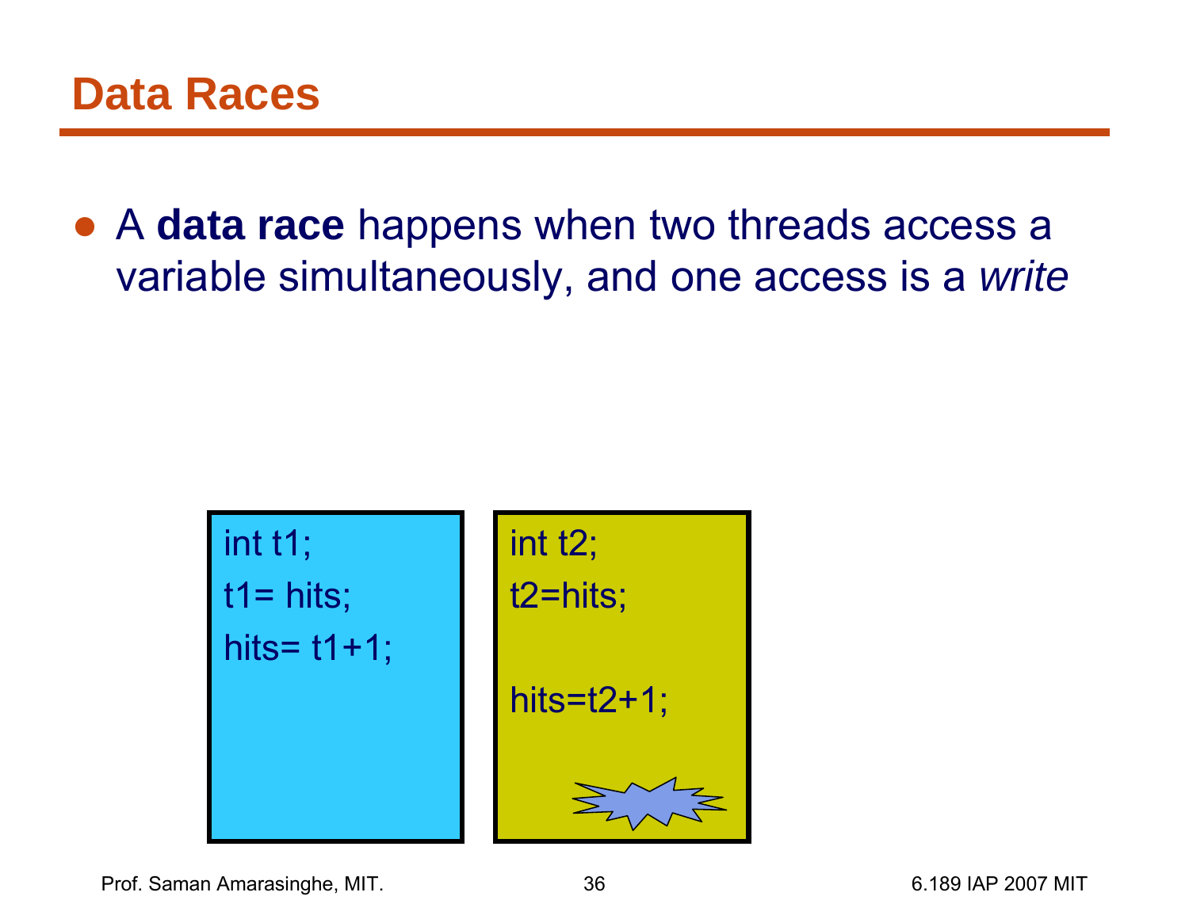# Data Races

- A **data race** happens when two threads access a variable simultaneously, and one access is a *write*

```
int t1;
t1= hits;
hits= t1+1;
```

```
int t2;
t2=hits;

hits=t2+1;
```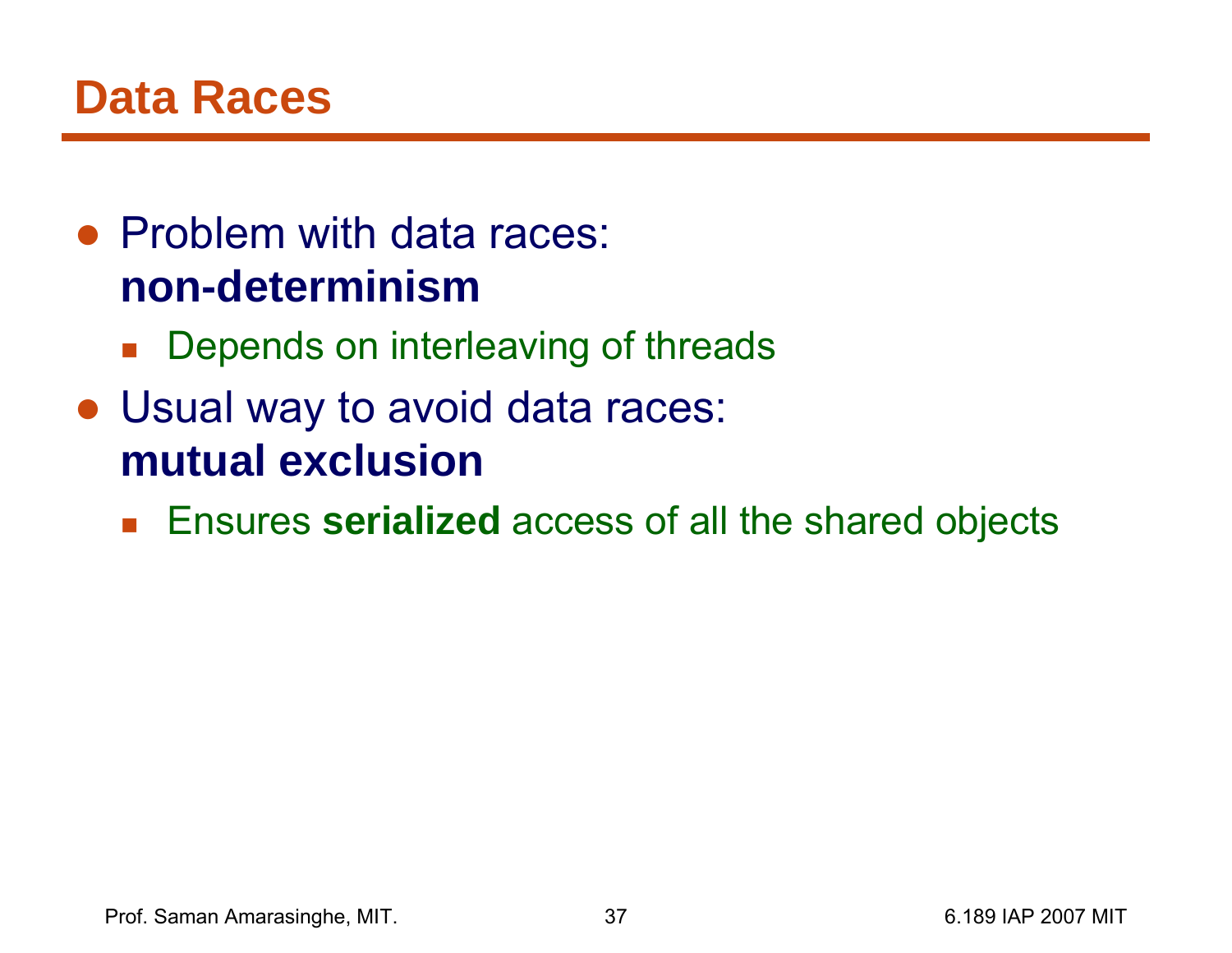# Data Races

- Problem with data races: **non-determinism**
  - Depends on interleaving of threads
- Usual way to avoid data races: **mutual exclusion**
  - Ensures **serialized** access of all the shared objects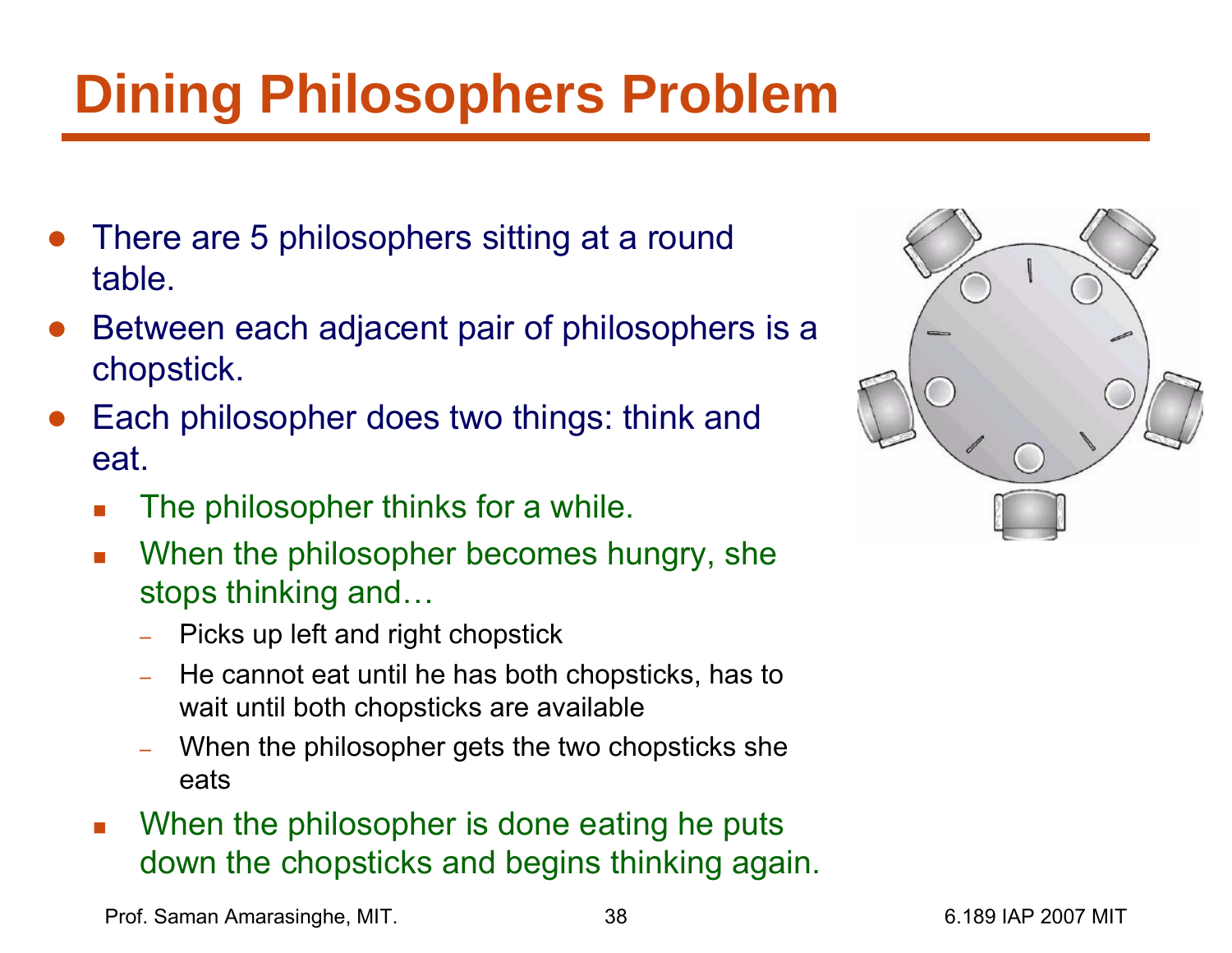# Dining Philosophers Problem

- There are 5 philosophers sitting at a round table.
- Between each adjacent pair of philosophers is a chopstick.
- Each philosopher does two things: think and eat.
  - The philosopher thinks for a while.
  - When the philosopher becomes hungry, she stops thinking and…
    - Picks up left and right chopstick
    - He cannot eat until he has both chopsticks, has to wait until both chopsticks are available
    - When the philosopher gets the two chopsticks she eats
  - When the philosopher is done eating he puts down the chopsticks and begins thinking again.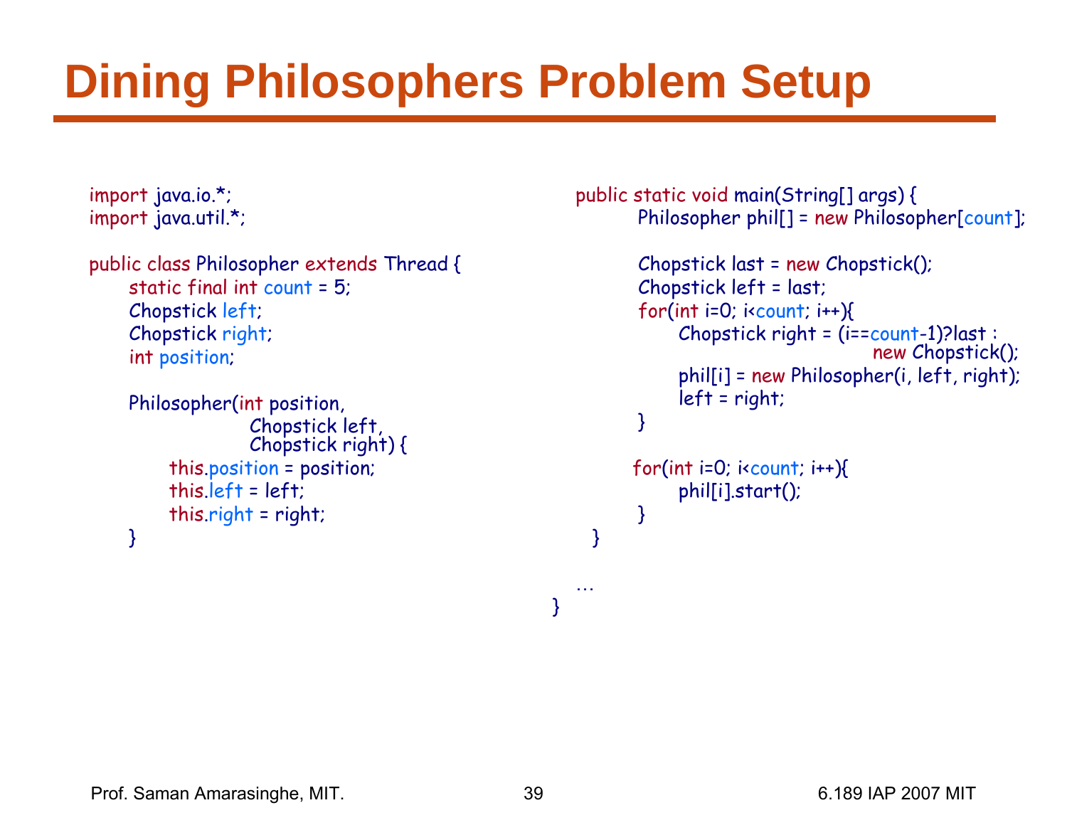# Dining Philosophers Problem Setup

```java
import java.io.*;
import java.util.*;

public class Philosopher extends Thread {
    static final int count = 5;
    Chopstick left;
    Chopstick right;
    int position;

    Philosopher(int position,
                Chopstick left,
                Chopstick right) {
        this.position = position;
        this.left = left;
        this.right = right;
    }

    public static void main(String[] args) {
        Philosopher phil[] = new Philosopher[count];

        Chopstick last = new Chopstick();
        Chopstick left = last;
        for(int i=0; i<count; i++){
            Chopstick right = (i==count-1)?last :
                                    new Chopstick();
            phil[i] = new Philosopher(i, left, right);
            left = right;
        }

        for(int i=0; i<count; i++){
            phil[i].start();
        }
    }

    …
}
```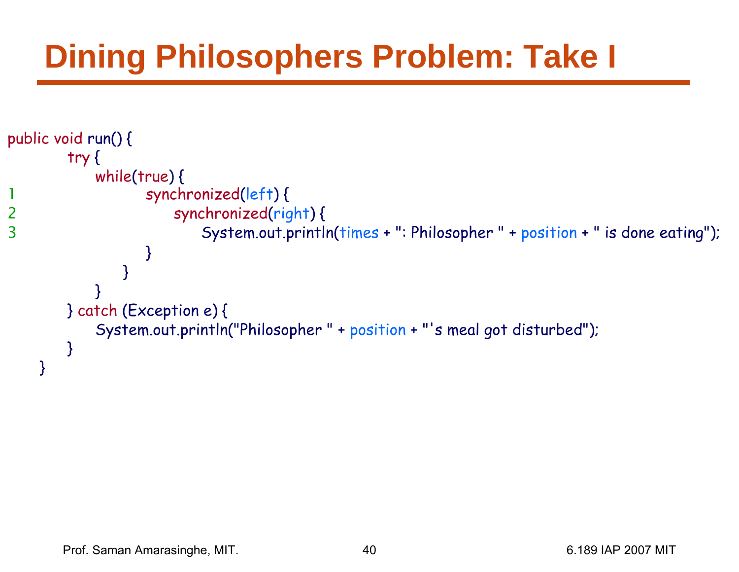# Dining Philosophers Problem: Take I

```
public void run() {
        try {
            while(true) {
1                   synchronized(left) {
2                       synchronized(right) {
3                           System.out.println(times + ": Philosopher " + position + " is done eating");
                        }
                    }
            }
        } catch (Exception e) {
            System.out.println("Philosopher " + position + "'s meal got disturbed");
        }
    }
```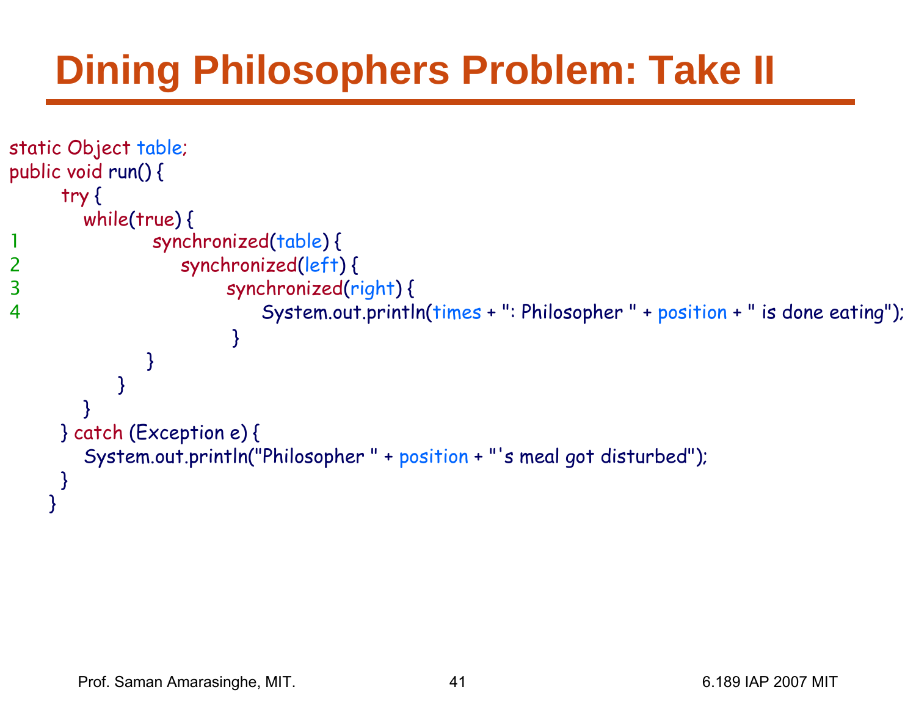# Dining Philosophers Problem: Take II

```
static Object table;
public void run() {
      try {
         while(true) {
1                 synchronized(table) {
2                       synchronized(left) {
3                             synchronized(right) {
4                                   System.out.println(times + ": Philosopher " + position + " is done eating");
                              }
                  }
            }
         }
      } catch (Exception e) {
         System.out.println("Philosopher " + position + "'s meal got disturbed");
      }
   }
```

Prof. Saman Amarasinghe, MIT.    6.189 IAP 2007 MIT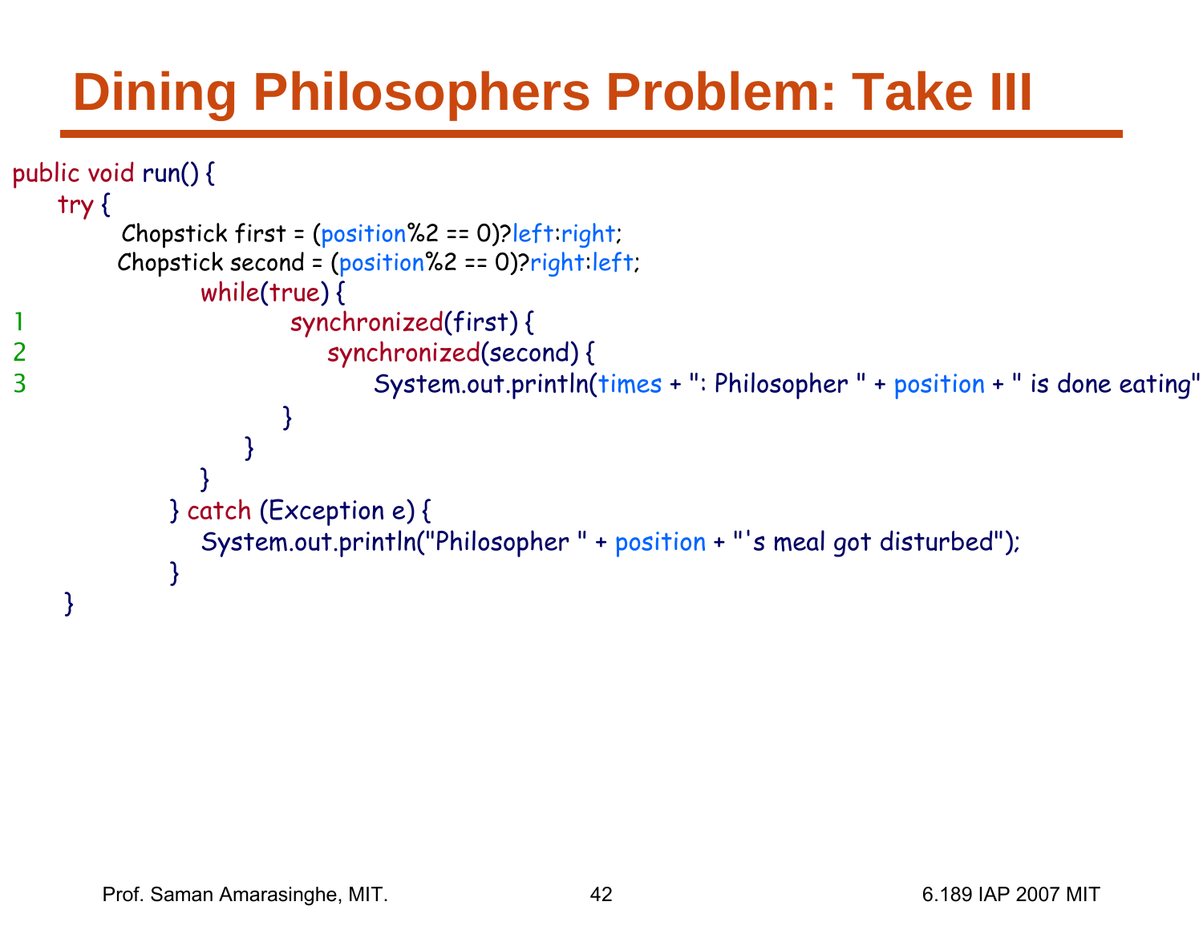# Dining Philosophers Problem: Take III

```
public void run() {
    try {
        Chopstick first = (position%2 == 0)?left:right;
        Chopstick second = (position%2 == 0)?right:left;
            while(true) {
1                   synchronized(first) {
2                       synchronized(second) {
3                           System.out.println(times + ": Philosopher " + position + " is done eating"
                        }
                    }
            }
        } catch (Exception e) {
            System.out.println("Philosopher " + position + "'s meal got disturbed");
        }
}
```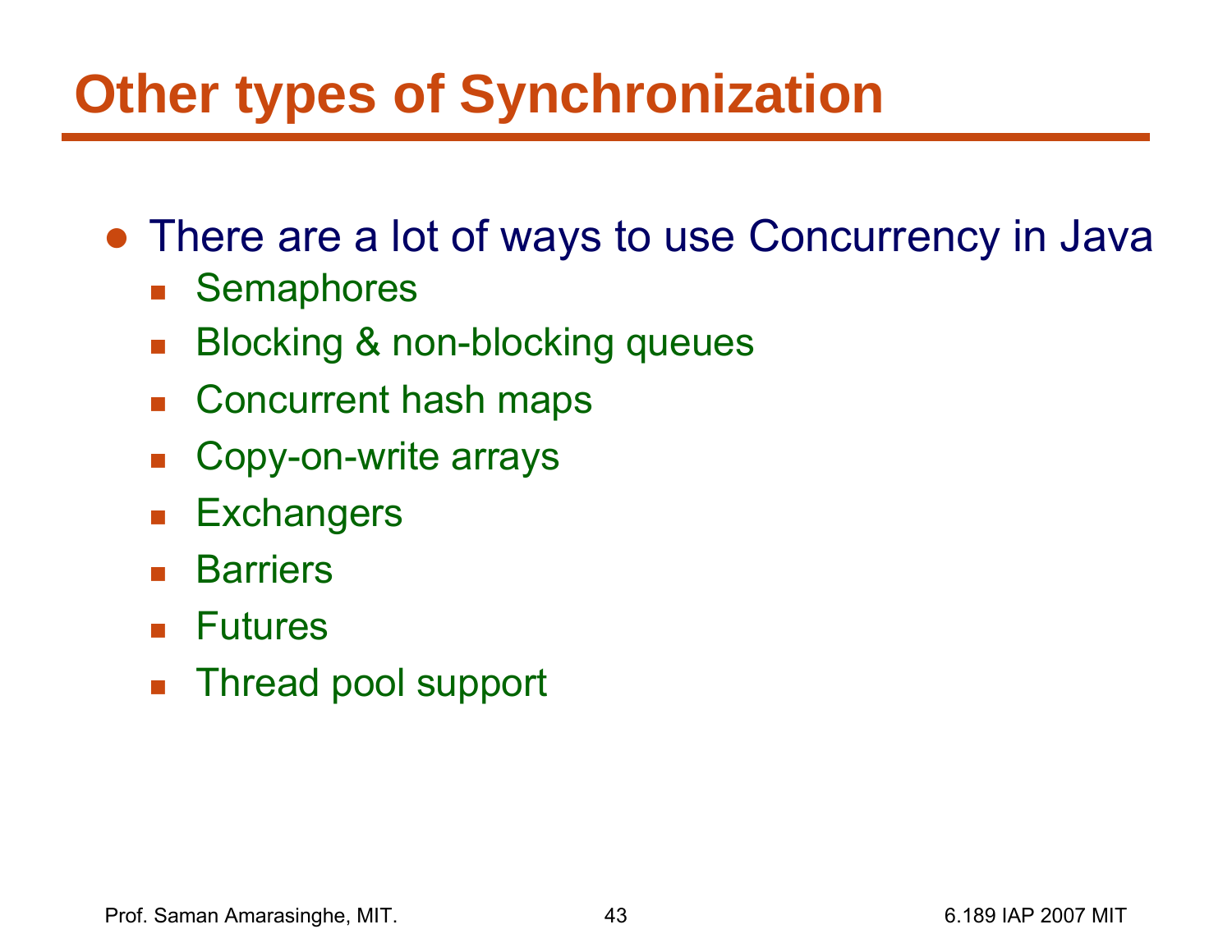# Other types of Synchronization

- There are a lot of ways to use Concurrency in Java
  - Semaphores
  - Blocking & non-blocking queues
  - Concurrent hash maps
  - Copy-on-write arrays
  - Exchangers
  - Barriers
  - Futures
  - Thread pool support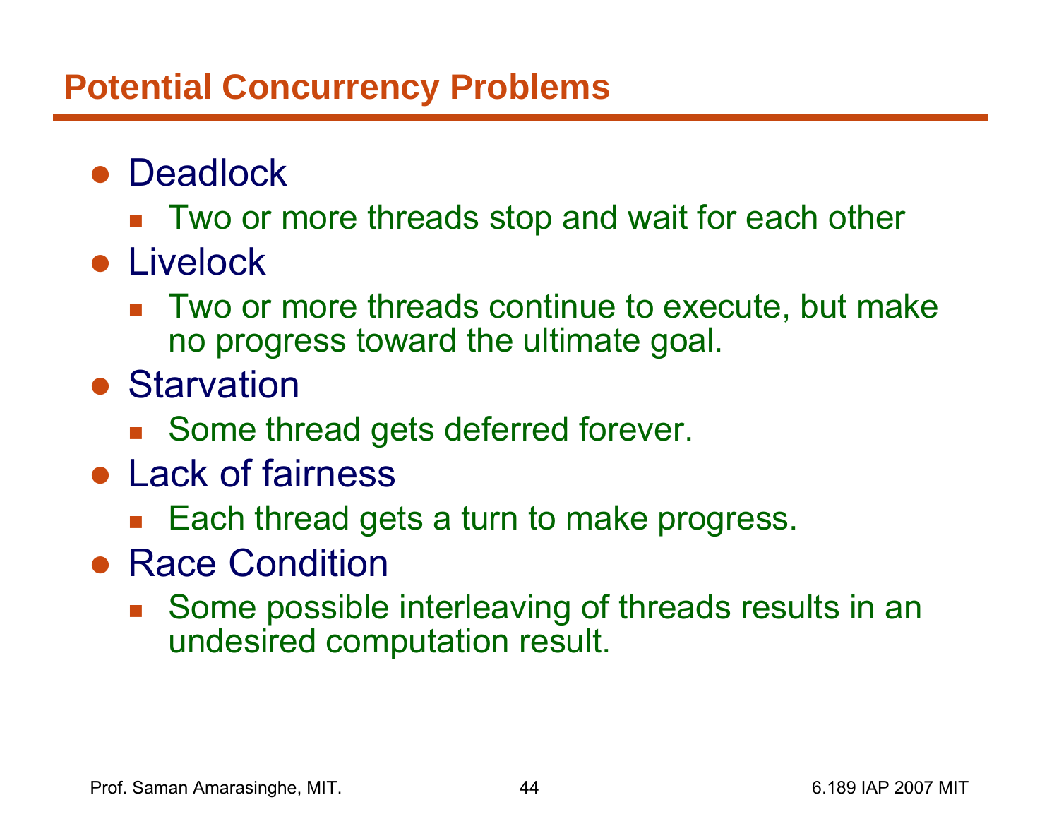# Potential Concurrency Problems

- Deadlock
  - Two or more threads stop and wait for each other
- Livelock
  - Two or more threads continue to execute, but make no progress toward the ultimate goal.
- Starvation
  - Some thread gets deferred forever.
- Lack of fairness
  - Each thread gets a turn to make progress.
- Race Condition
  - Some possible interleaving of threads results in an undesired computation result.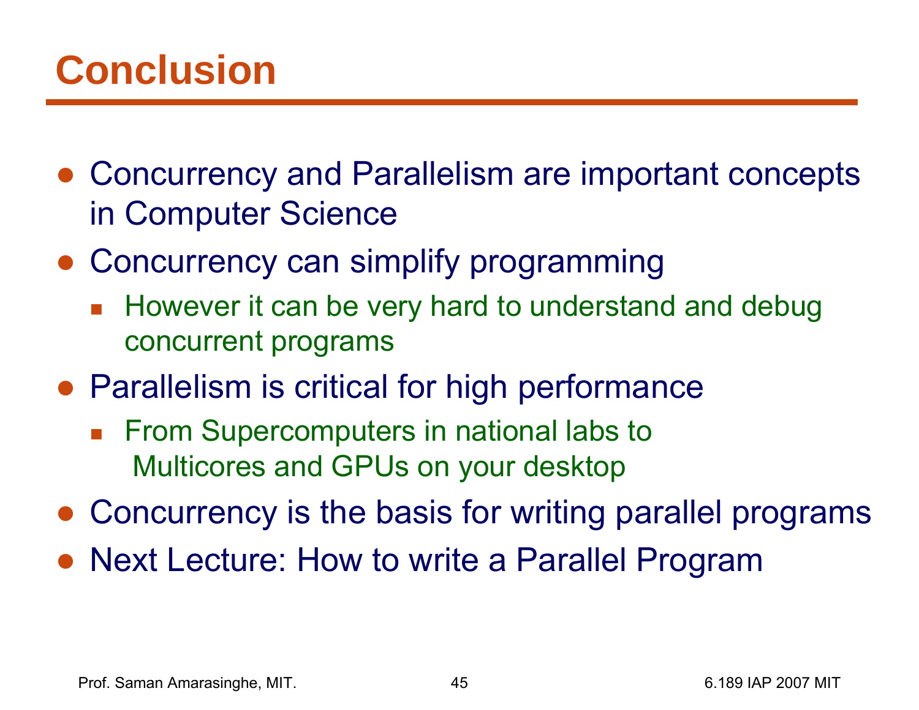# Conclusion

- Concurrency and Parallelism are important concepts in Computer Science
- Concurrency can simplify programming
  - However it can be very hard to understand and debug concurrent programs
- Parallelism is critical for high performance
  - From Supercomputers in national labs to Multicores and GPUs on your desktop
- Concurrency is the basis for writing parallel programs
- Next Lecture: How to write a Parallel Program